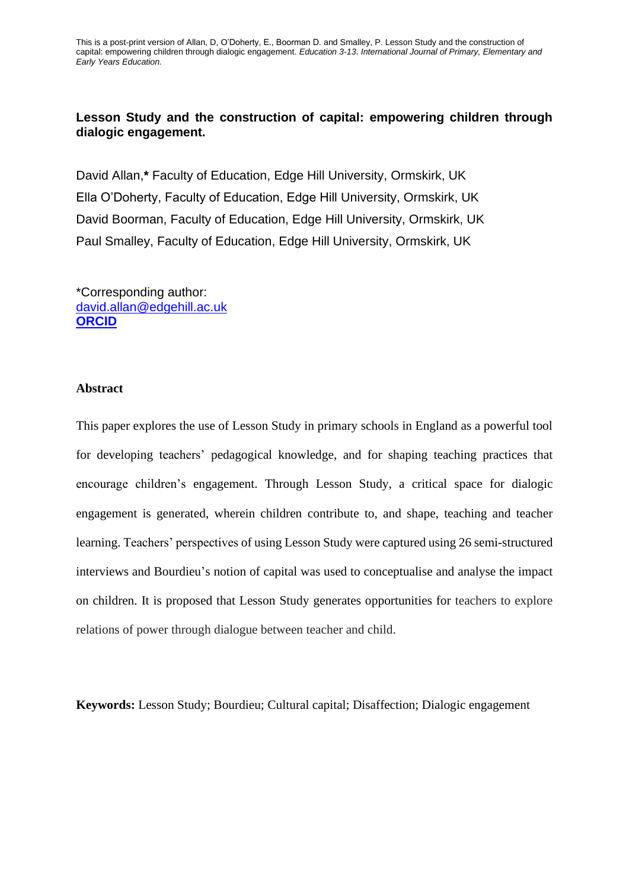This is a post-print version of Allan, D, O'Doherty, E., Boorman D. and Smalley, P. Lesson Study and the construction of capital: empowering children through dialogic engagement. *Education 3-13. International Journal of Primary, Elementary and Early Years Education.*

# Lesson Study and the construction of capital: empowering children through dialogic engagement.

David Allan,**\*** Faculty of Education, Edge Hill University, Ormskirk, UK
Ella O'Doherty, Faculty of Education, Edge Hill University, Ormskirk, UK
David Boorman, Faculty of Education, Edge Hill University, Ormskirk, UK
Paul Smalley, Faculty of Education, Edge Hill University, Ormskirk, UK

\*Corresponding author:
david.allan@edgehill.ac.uk
**ORCID**

## Abstract

This paper explores the use of Lesson Study in primary schools in England as a powerful tool for developing teachers' pedagogical knowledge, and for shaping teaching practices that encourage children's engagement. Through Lesson Study, a critical space for dialogic engagement is generated, wherein children contribute to, and shape, teaching and teacher learning. Teachers' perspectives of using Lesson Study were captured using 26 semi-structured interviews and Bourdieu's notion of capital was used to conceptualise and analyse the impact on children. It is proposed that Lesson Study generates opportunities for teachers to explore relations of power through dialogue between teacher and child.

**Keywords:** Lesson Study; Bourdieu; Cultural capital; Disaffection; Dialogic engagement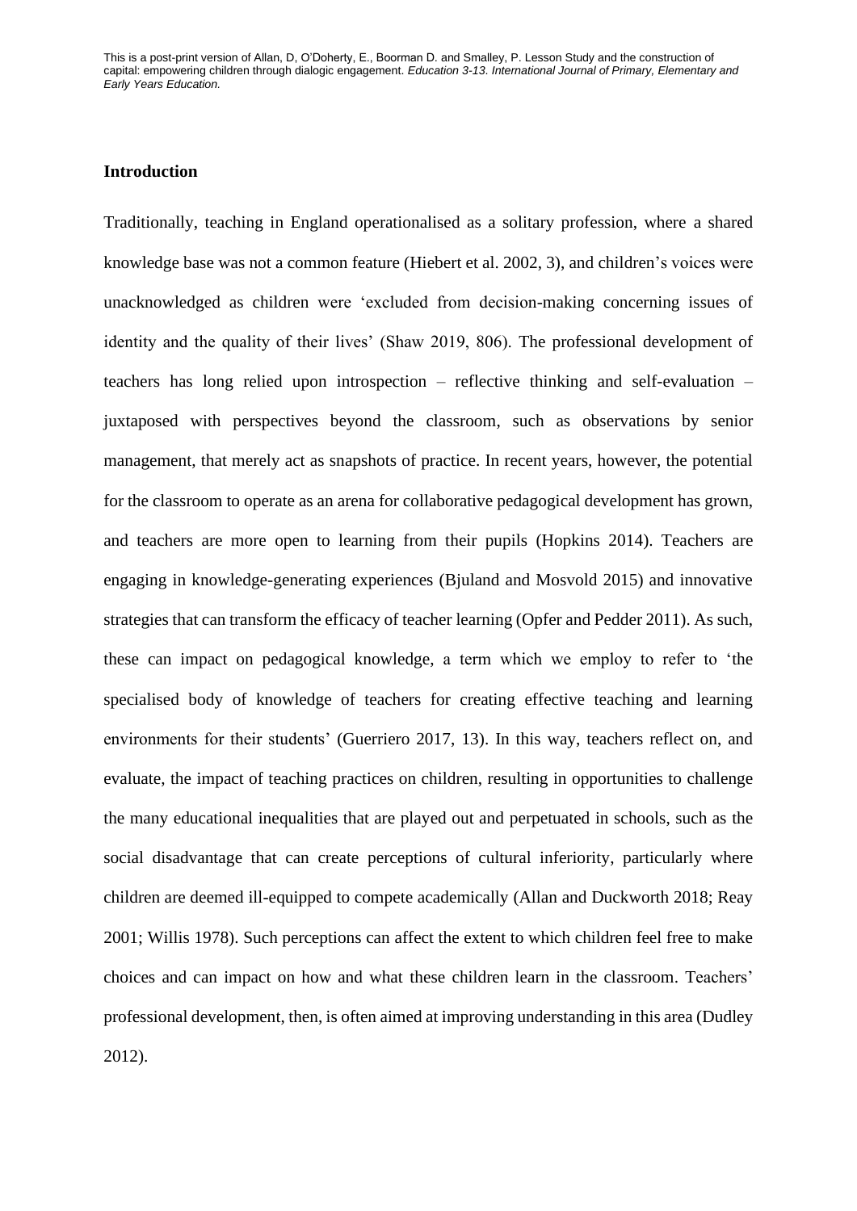## Introduction

Traditionally, teaching in England operationalised as a solitary profession, where a shared knowledge base was not a common feature (Hiebert et al. 2002, 3), and children's voices were unacknowledged as children were 'excluded from decision-making concerning issues of identity and the quality of their lives' (Shaw 2019, 806). The professional development of teachers has long relied upon introspection – reflective thinking and self-evaluation – juxtaposed with perspectives beyond the classroom, such as observations by senior management, that merely act as snapshots of practice. In recent years, however, the potential for the classroom to operate as an arena for collaborative pedagogical development has grown, and teachers are more open to learning from their pupils (Hopkins 2014). Teachers are engaging in knowledge-generating experiences (Bjuland and Mosvold 2015) and innovative strategies that can transform the efficacy of teacher learning (Opfer and Pedder 2011). As such, these can impact on pedagogical knowledge, a term which we employ to refer to 'the specialised body of knowledge of teachers for creating effective teaching and learning environments for their students' (Guerriero 2017, 13). In this way, teachers reflect on, and evaluate, the impact of teaching practices on children, resulting in opportunities to challenge the many educational inequalities that are played out and perpetuated in schools, such as the social disadvantage that can create perceptions of cultural inferiority, particularly where children are deemed ill-equipped to compete academically (Allan and Duckworth 2018; Reay 2001; Willis 1978). Such perceptions can affect the extent to which children feel free to make choices and can impact on how and what these children learn in the classroom. Teachers' professional development, then, is often aimed at improving understanding in this area (Dudley 2012).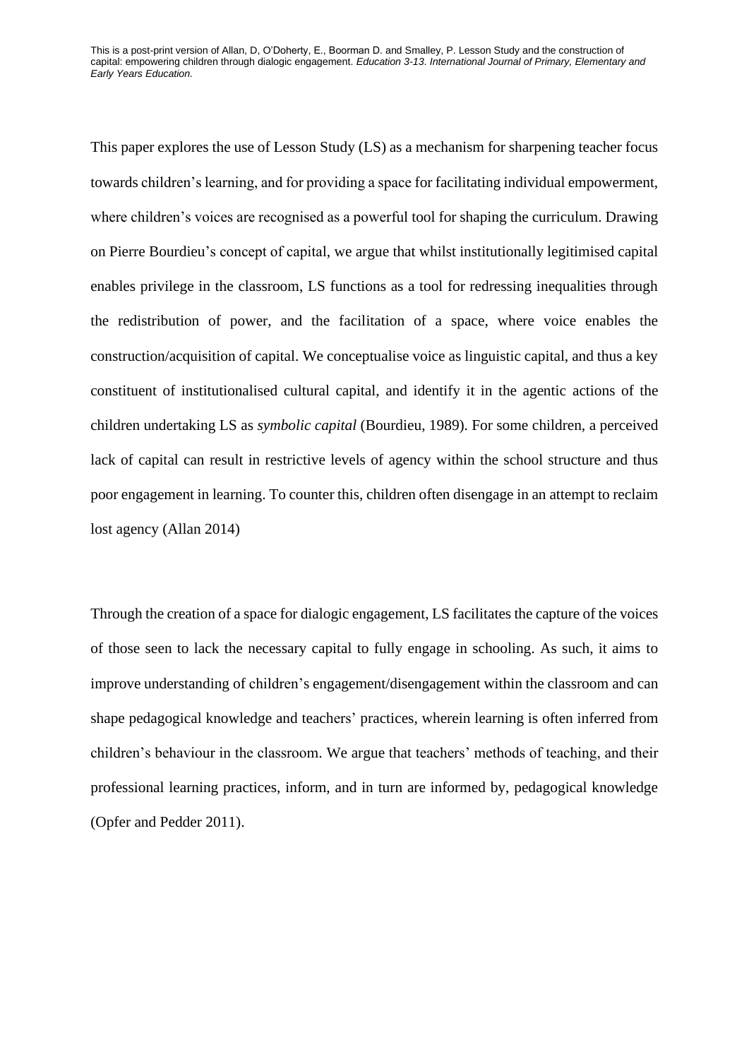This paper explores the use of Lesson Study (LS) as a mechanism for sharpening teacher focus towards children's learning, and for providing a space for facilitating individual empowerment, where children's voices are recognised as a powerful tool for shaping the curriculum. Drawing on Pierre Bourdieu's concept of capital, we argue that whilst institutionally legitimised capital enables privilege in the classroom, LS functions as a tool for redressing inequalities through the redistribution of power, and the facilitation of a space, where voice enables the construction/acquisition of capital. We conceptualise voice as linguistic capital, and thus a key constituent of institutionalised cultural capital, and identify it in the agentic actions of the children undertaking LS as *symbolic capital* (Bourdieu, 1989). For some children, a perceived lack of capital can result in restrictive levels of agency within the school structure and thus poor engagement in learning. To counter this, children often disengage in an attempt to reclaim lost agency (Allan 2014)

Through the creation of a space for dialogic engagement, LS facilitates the capture of the voices of those seen to lack the necessary capital to fully engage in schooling. As such, it aims to improve understanding of children's engagement/disengagement within the classroom and can shape pedagogical knowledge and teachers' practices, wherein learning is often inferred from children's behaviour in the classroom. We argue that teachers' methods of teaching, and their professional learning practices, inform, and in turn are informed by, pedagogical knowledge (Opfer and Pedder 2011).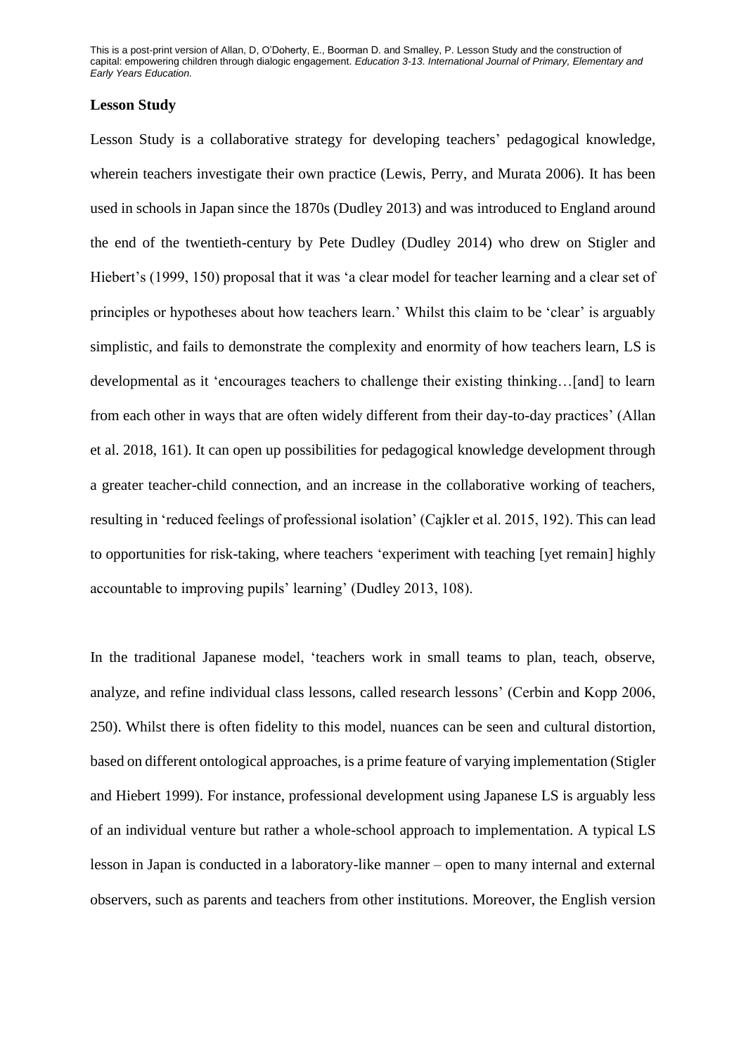**Lesson Study**

Lesson Study is a collaborative strategy for developing teachers' pedagogical knowledge, wherein teachers investigate their own practice (Lewis, Perry, and Murata 2006). It has been used in schools in Japan since the 1870s (Dudley 2013) and was introduced to England around the end of the twentieth-century by Pete Dudley (Dudley 2014) who drew on Stigler and Hiebert's (1999, 150) proposal that it was 'a clear model for teacher learning and a clear set of principles or hypotheses about how teachers learn.' Whilst this claim to be 'clear' is arguably simplistic, and fails to demonstrate the complexity and enormity of how teachers learn, LS is developmental as it 'encourages teachers to challenge their existing thinking…[and] to learn from each other in ways that are often widely different from their day-to-day practices' (Allan et al. 2018, 161). It can open up possibilities for pedagogical knowledge development through a greater teacher-child connection, and an increase in the collaborative working of teachers, resulting in 'reduced feelings of professional isolation' (Cajkler et al. 2015, 192). This can lead to opportunities for risk-taking, where teachers 'experiment with teaching [yet remain] highly accountable to improving pupils' learning' (Dudley 2013, 108).

In the traditional Japanese model, 'teachers work in small teams to plan, teach, observe, analyze, and refine individual class lessons, called research lessons' (Cerbin and Kopp 2006, 250). Whilst there is often fidelity to this model, nuances can be seen and cultural distortion, based on different ontological approaches, is a prime feature of varying implementation (Stigler and Hiebert 1999). For instance, professional development using Japanese LS is arguably less of an individual venture but rather a whole-school approach to implementation. A typical LS lesson in Japan is conducted in a laboratory-like manner – open to many internal and external observers, such as parents and teachers from other institutions. Moreover, the English version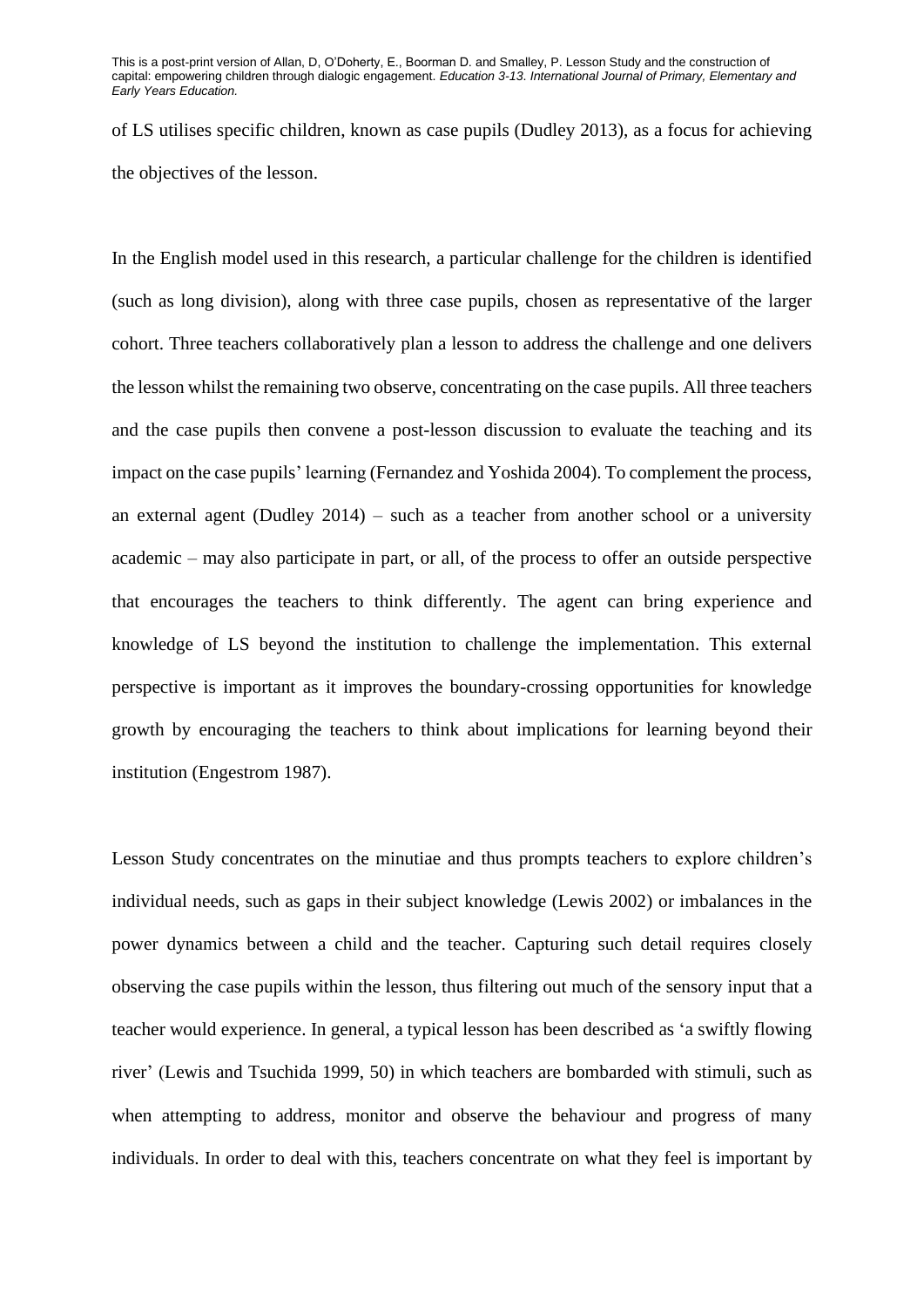of LS utilises specific children, known as case pupils (Dudley 2013), as a focus for achieving the objectives of the lesson.

In the English model used in this research, a particular challenge for the children is identified (such as long division), along with three case pupils, chosen as representative of the larger cohort. Three teachers collaboratively plan a lesson to address the challenge and one delivers the lesson whilst the remaining two observe, concentrating on the case pupils. All three teachers and the case pupils then convene a post-lesson discussion to evaluate the teaching and its impact on the case pupils' learning (Fernandez and Yoshida 2004). To complement the process, an external agent (Dudley 2014) – such as a teacher from another school or a university academic – may also participate in part, or all, of the process to offer an outside perspective that encourages the teachers to think differently. The agent can bring experience and knowledge of LS beyond the institution to challenge the implementation. This external perspective is important as it improves the boundary-crossing opportunities for knowledge growth by encouraging the teachers to think about implications for learning beyond their institution (Engestrom 1987).

Lesson Study concentrates on the minutiae and thus prompts teachers to explore children's individual needs, such as gaps in their subject knowledge (Lewis 2002) or imbalances in the power dynamics between a child and the teacher. Capturing such detail requires closely observing the case pupils within the lesson, thus filtering out much of the sensory input that a teacher would experience. In general, a typical lesson has been described as 'a swiftly flowing river' (Lewis and Tsuchida 1999, 50) in which teachers are bombarded with stimuli, such as when attempting to address, monitor and observe the behaviour and progress of many individuals. In order to deal with this, teachers concentrate on what they feel is important by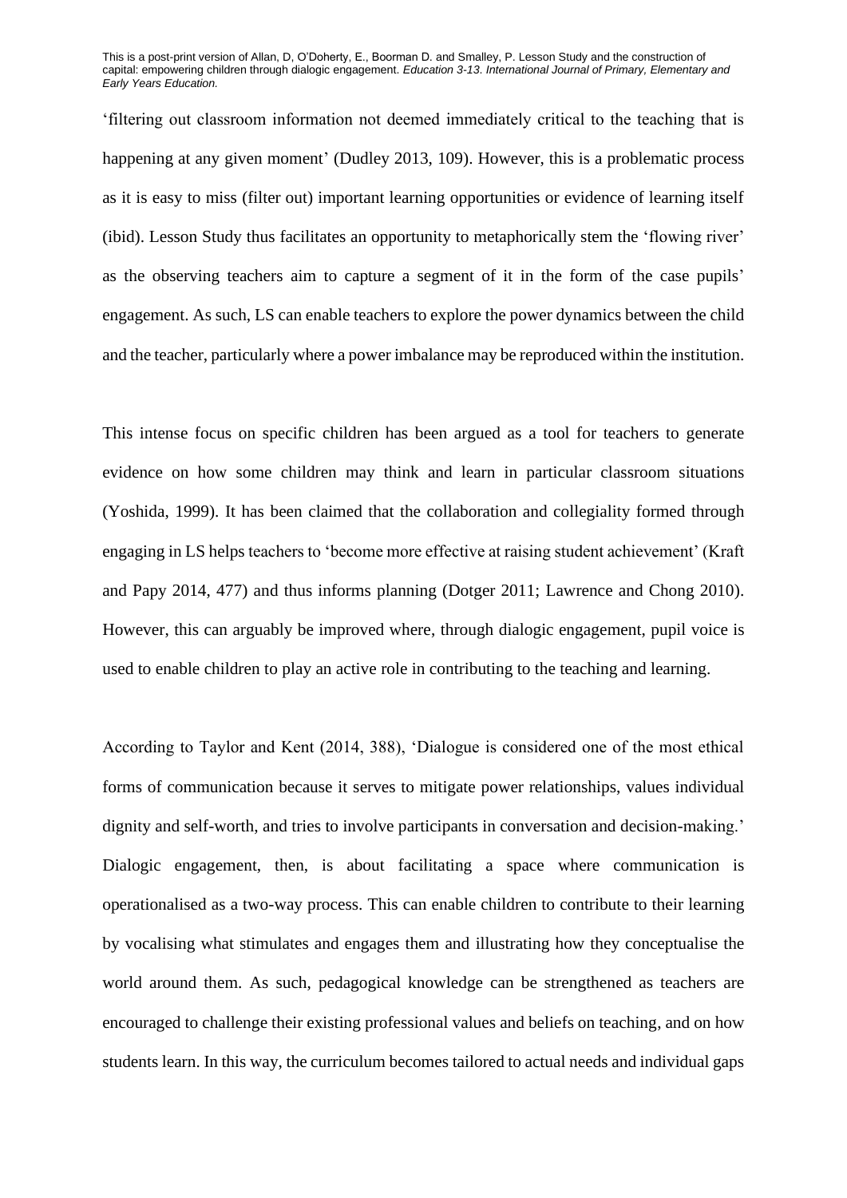'filtering out classroom information not deemed immediately critical to the teaching that is happening at any given moment' (Dudley 2013, 109). However, this is a problematic process as it is easy to miss (filter out) important learning opportunities or evidence of learning itself (ibid). Lesson Study thus facilitates an opportunity to metaphorically stem the 'flowing river' as the observing teachers aim to capture a segment of it in the form of the case pupils' engagement. As such, LS can enable teachers to explore the power dynamics between the child and the teacher, particularly where a power imbalance may be reproduced within the institution.

This intense focus on specific children has been argued as a tool for teachers to generate evidence on how some children may think and learn in particular classroom situations (Yoshida, 1999). It has been claimed that the collaboration and collegiality formed through engaging in LS helps teachers to 'become more effective at raising student achievement' (Kraft and Papy 2014, 477) and thus informs planning (Dotger 2011; Lawrence and Chong 2010). However, this can arguably be improved where, through dialogic engagement, pupil voice is used to enable children to play an active role in contributing to the teaching and learning.

According to Taylor and Kent (2014, 388), 'Dialogue is considered one of the most ethical forms of communication because it serves to mitigate power relationships, values individual dignity and self-worth, and tries to involve participants in conversation and decision-making.' Dialogic engagement, then, is about facilitating a space where communication is operationalised as a two-way process. This can enable children to contribute to their learning by vocalising what stimulates and engages them and illustrating how they conceptualise the world around them. As such, pedagogical knowledge can be strengthened as teachers are encouraged to challenge their existing professional values and beliefs on teaching, and on how students learn. In this way, the curriculum becomes tailored to actual needs and individual gaps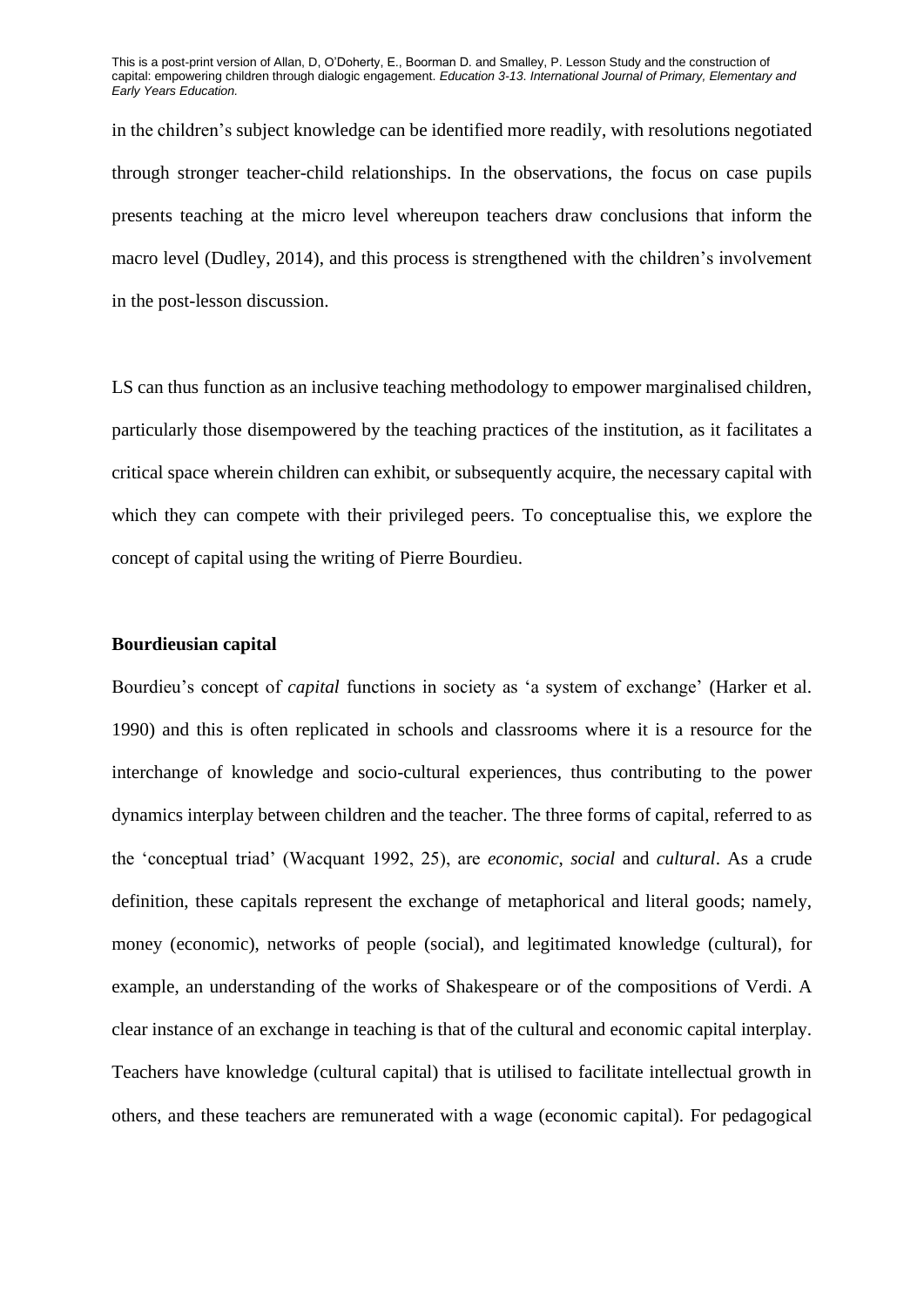in the children's subject knowledge can be identified more readily, with resolutions negotiated through stronger teacher-child relationships. In the observations, the focus on case pupils presents teaching at the micro level whereupon teachers draw conclusions that inform the macro level (Dudley, 2014), and this process is strengthened with the children's involvement in the post-lesson discussion.

LS can thus function as an inclusive teaching methodology to empower marginalised children, particularly those disempowered by the teaching practices of the institution, as it facilitates a critical space wherein children can exhibit, or subsequently acquire, the necessary capital with which they can compete with their privileged peers. To conceptualise this, we explore the concept of capital using the writing of Pierre Bourdieu.

**Bourdieusian capital**

Bourdieu's concept of *capital* functions in society as 'a system of exchange' (Harker et al. 1990) and this is often replicated in schools and classrooms where it is a resource for the interchange of knowledge and socio-cultural experiences, thus contributing to the power dynamics interplay between children and the teacher. The three forms of capital, referred to as the 'conceptual triad' (Wacquant 1992, 25), are *economic*, *social* and *cultural*. As a crude definition, these capitals represent the exchange of metaphorical and literal goods; namely, money (economic), networks of people (social), and legitimated knowledge (cultural), for example, an understanding of the works of Shakespeare or of the compositions of Verdi. A clear instance of an exchange in teaching is that of the cultural and economic capital interplay. Teachers have knowledge (cultural capital) that is utilised to facilitate intellectual growth in others, and these teachers are remunerated with a wage (economic capital). For pedagogical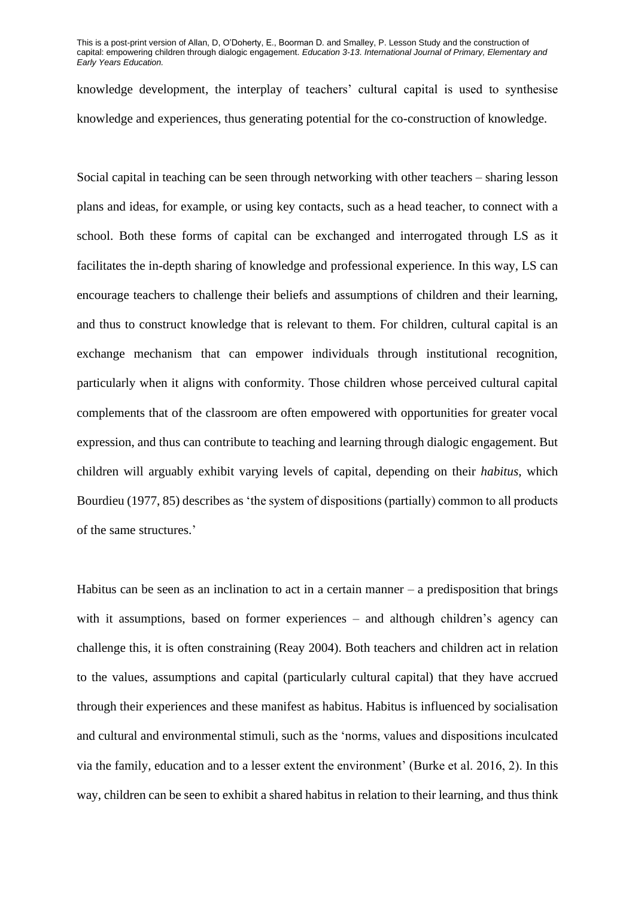knowledge development, the interplay of teachers' cultural capital is used to synthesise knowledge and experiences, thus generating potential for the co-construction of knowledge.

Social capital in teaching can be seen through networking with other teachers – sharing lesson plans and ideas, for example, or using key contacts, such as a head teacher, to connect with a school. Both these forms of capital can be exchanged and interrogated through LS as it facilitates the in-depth sharing of knowledge and professional experience. In this way, LS can encourage teachers to challenge their beliefs and assumptions of children and their learning, and thus to construct knowledge that is relevant to them. For children, cultural capital is an exchange mechanism that can empower individuals through institutional recognition, particularly when it aligns with conformity. Those children whose perceived cultural capital complements that of the classroom are often empowered with opportunities for greater vocal expression, and thus can contribute to teaching and learning through dialogic engagement. But children will arguably exhibit varying levels of capital, depending on their *habitus*, which Bourdieu (1977, 85) describes as 'the system of dispositions (partially) common to all products of the same structures.'

Habitus can be seen as an inclination to act in a certain manner – a predisposition that brings with it assumptions, based on former experiences – and although children's agency can challenge this, it is often constraining (Reay 2004). Both teachers and children act in relation to the values, assumptions and capital (particularly cultural capital) that they have accrued through their experiences and these manifest as habitus. Habitus is influenced by socialisation and cultural and environmental stimuli, such as the 'norms, values and dispositions inculcated via the family, education and to a lesser extent the environment' (Burke et al. 2016, 2). In this way, children can be seen to exhibit a shared habitus in relation to their learning, and thus think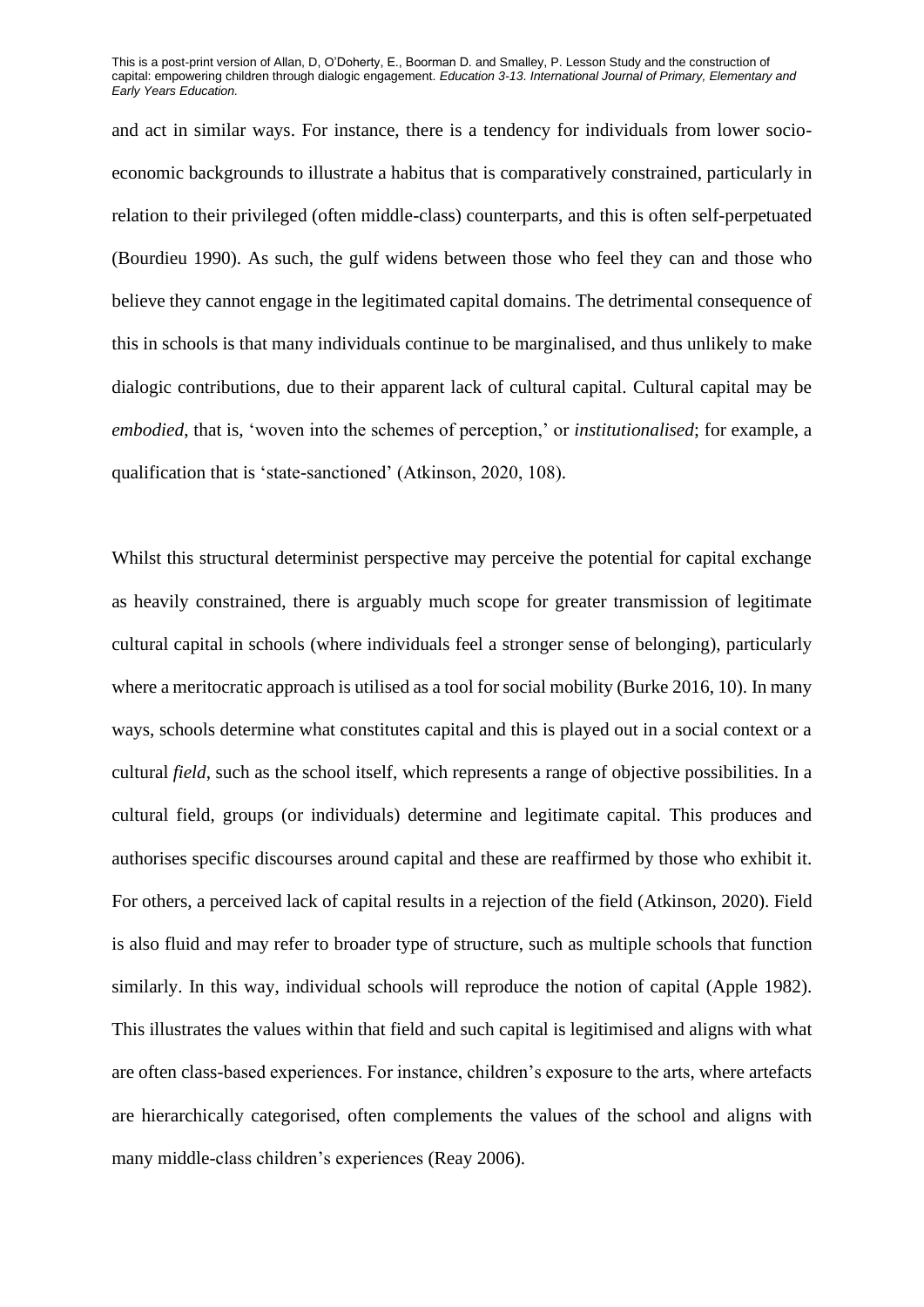and act in similar ways. For instance, there is a tendency for individuals from lower socio-economic backgrounds to illustrate a habitus that is comparatively constrained, particularly in relation to their privileged (often middle-class) counterparts, and this is often self-perpetuated (Bourdieu 1990). As such, the gulf widens between those who feel they can and those who believe they cannot engage in the legitimated capital domains. The detrimental consequence of this in schools is that many individuals continue to be marginalised, and thus unlikely to make dialogic contributions, due to their apparent lack of cultural capital. Cultural capital may be *embodied*, that is, 'woven into the schemes of perception,' or *institutionalised*; for example, a qualification that is 'state-sanctioned' (Atkinson, 2020, 108).

Whilst this structural determinist perspective may perceive the potential for capital exchange as heavily constrained, there is arguably much scope for greater transmission of legitimate cultural capital in schools (where individuals feel a stronger sense of belonging), particularly where a meritocratic approach is utilised as a tool for social mobility (Burke 2016, 10). In many ways, schools determine what constitutes capital and this is played out in a social context or a cultural *field*, such as the school itself, which represents a range of objective possibilities. In a cultural field, groups (or individuals) determine and legitimate capital. This produces and authorises specific discourses around capital and these are reaffirmed by those who exhibit it. For others, a perceived lack of capital results in a rejection of the field (Atkinson, 2020). Field is also fluid and may refer to broader type of structure, such as multiple schools that function similarly. In this way, individual schools will reproduce the notion of capital (Apple 1982). This illustrates the values within that field and such capital is legitimised and aligns with what are often class-based experiences. For instance, children's exposure to the arts, where artefacts are hierarchically categorised, often complements the values of the school and aligns with many middle-class children's experiences (Reay 2006).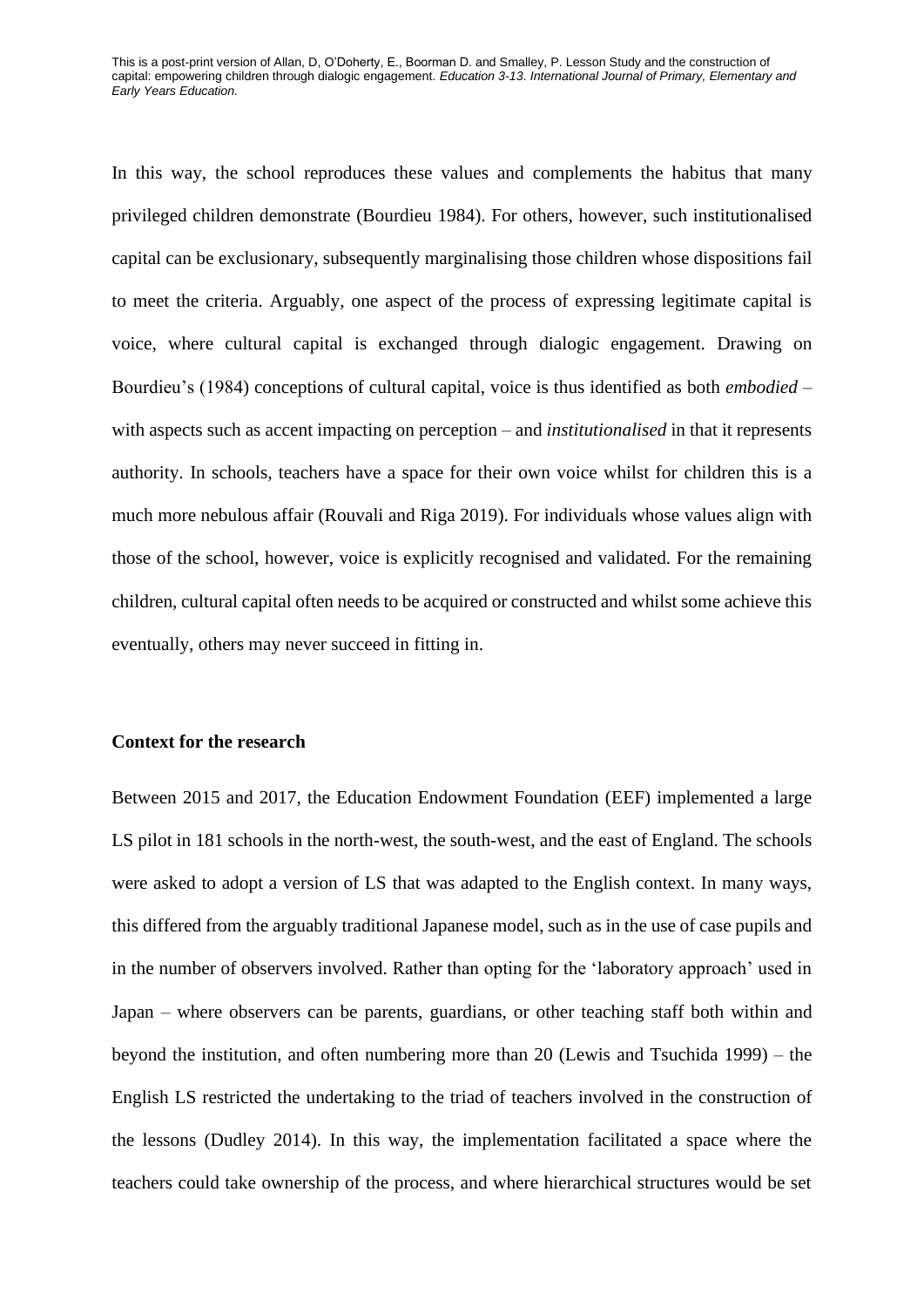In this way, the school reproduces these values and complements the habitus that many privileged children demonstrate (Bourdieu 1984). For others, however, such institutionalised capital can be exclusionary, subsequently marginalising those children whose dispositions fail to meet the criteria. Arguably, one aspect of the process of expressing legitimate capital is voice, where cultural capital is exchanged through dialogic engagement. Drawing on Bourdieu's (1984) conceptions of cultural capital, voice is thus identified as both *embodied* – with aspects such as accent impacting on perception – and *institutionalised* in that it represents authority. In schools, teachers have a space for their own voice whilst for children this is a much more nebulous affair (Rouvali and Riga 2019). For individuals whose values align with those of the school, however, voice is explicitly recognised and validated. For the remaining children, cultural capital often needs to be acquired or constructed and whilst some achieve this eventually, others may never succeed in fitting in.

**Context for the research**

Between 2015 and 2017, the Education Endowment Foundation (EEF) implemented a large LS pilot in 181 schools in the north-west, the south-west, and the east of England. The schools were asked to adopt a version of LS that was adapted to the English context. In many ways, this differed from the arguably traditional Japanese model, such as in the use of case pupils and in the number of observers involved. Rather than opting for the 'laboratory approach' used in Japan – where observers can be parents, guardians, or other teaching staff both within and beyond the institution, and often numbering more than 20 (Lewis and Tsuchida 1999) – the English LS restricted the undertaking to the triad of teachers involved in the construction of the lessons (Dudley 2014). In this way, the implementation facilitated a space where the teachers could take ownership of the process, and where hierarchical structures would be set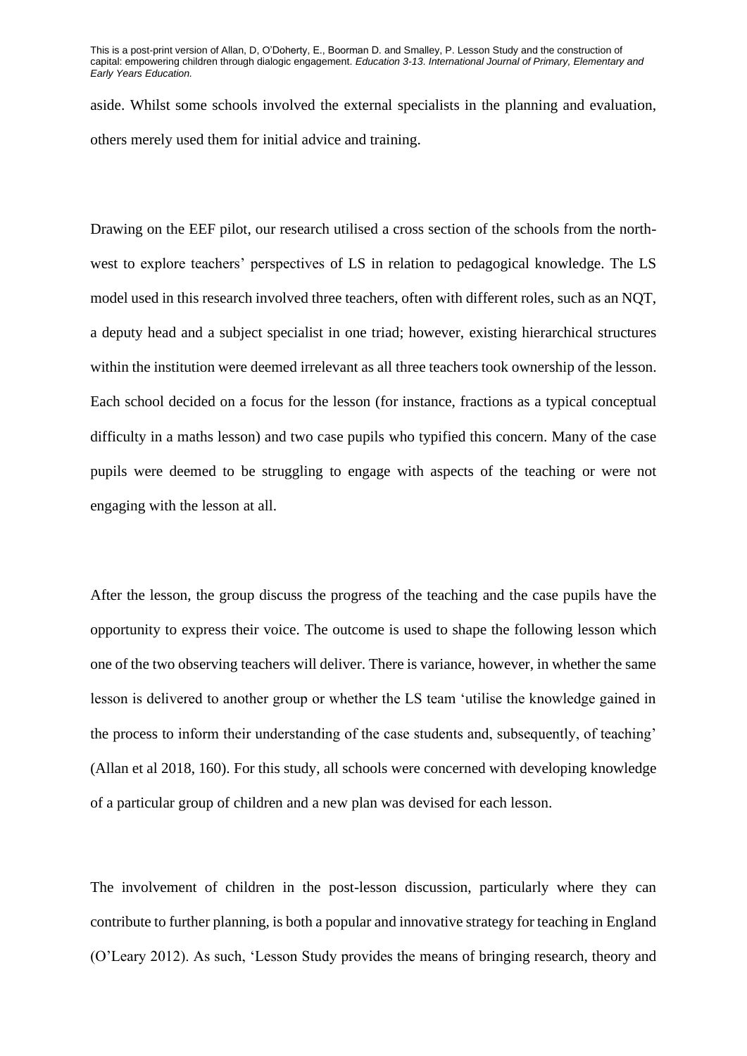aside. Whilst some schools involved the external specialists in the planning and evaluation, others merely used them for initial advice and training.

Drawing on the EEF pilot, our research utilised a cross section of the schools from the north-west to explore teachers' perspectives of LS in relation to pedagogical knowledge. The LS model used in this research involved three teachers, often with different roles, such as an NQT, a deputy head and a subject specialist in one triad; however, existing hierarchical structures within the institution were deemed irrelevant as all three teachers took ownership of the lesson. Each school decided on a focus for the lesson (for instance, fractions as a typical conceptual difficulty in a maths lesson) and two case pupils who typified this concern. Many of the case pupils were deemed to be struggling to engage with aspects of the teaching or were not engaging with the lesson at all.

After the lesson, the group discuss the progress of the teaching and the case pupils have the opportunity to express their voice. The outcome is used to shape the following lesson which one of the two observing teachers will deliver. There is variance, however, in whether the same lesson is delivered to another group or whether the LS team 'utilise the knowledge gained in the process to inform their understanding of the case students and, subsequently, of teaching' (Allan et al 2018, 160). For this study, all schools were concerned with developing knowledge of a particular group of children and a new plan was devised for each lesson.

The involvement of children in the post-lesson discussion, particularly where they can contribute to further planning, is both a popular and innovative strategy for teaching in England (O'Leary 2012). As such, 'Lesson Study provides the means of bringing research, theory and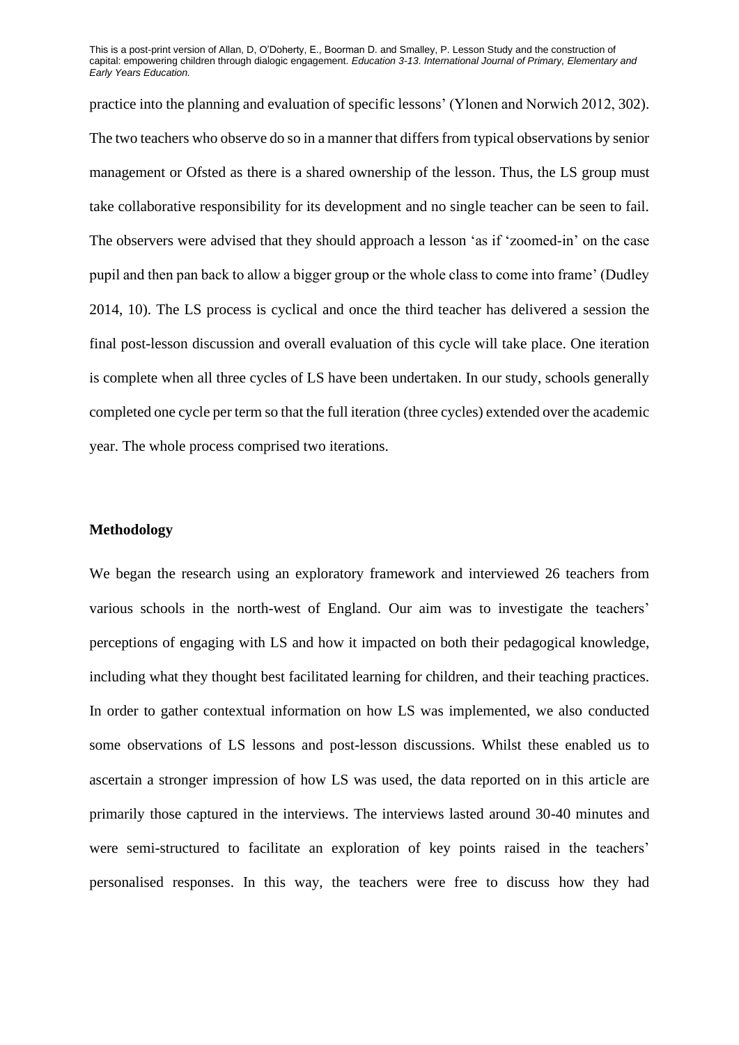practice into the planning and evaluation of specific lessons' (Ylonen and Norwich 2012, 302). The two teachers who observe do so in a manner that differs from typical observations by senior management or Ofsted as there is a shared ownership of the lesson. Thus, the LS group must take collaborative responsibility for its development and no single teacher can be seen to fail. The observers were advised that they should approach a lesson 'as if 'zoomed-in' on the case pupil and then pan back to allow a bigger group or the whole class to come into frame' (Dudley 2014, 10). The LS process is cyclical and once the third teacher has delivered a session the final post-lesson discussion and overall evaluation of this cycle will take place. One iteration is complete when all three cycles of LS have been undertaken. In our study, schools generally completed one cycle per term so that the full iteration (three cycles) extended over the academic year. The whole process comprised two iterations.

## Methodology

We began the research using an exploratory framework and interviewed 26 teachers from various schools in the north-west of England. Our aim was to investigate the teachers' perceptions of engaging with LS and how it impacted on both their pedagogical knowledge, including what they thought best facilitated learning for children, and their teaching practices. In order to gather contextual information on how LS was implemented, we also conducted some observations of LS lessons and post-lesson discussions. Whilst these enabled us to ascertain a stronger impression of how LS was used, the data reported on in this article are primarily those captured in the interviews. The interviews lasted around 30-40 minutes and were semi-structured to facilitate an exploration of key points raised in the teachers' personalised responses. In this way, the teachers were free to discuss how they had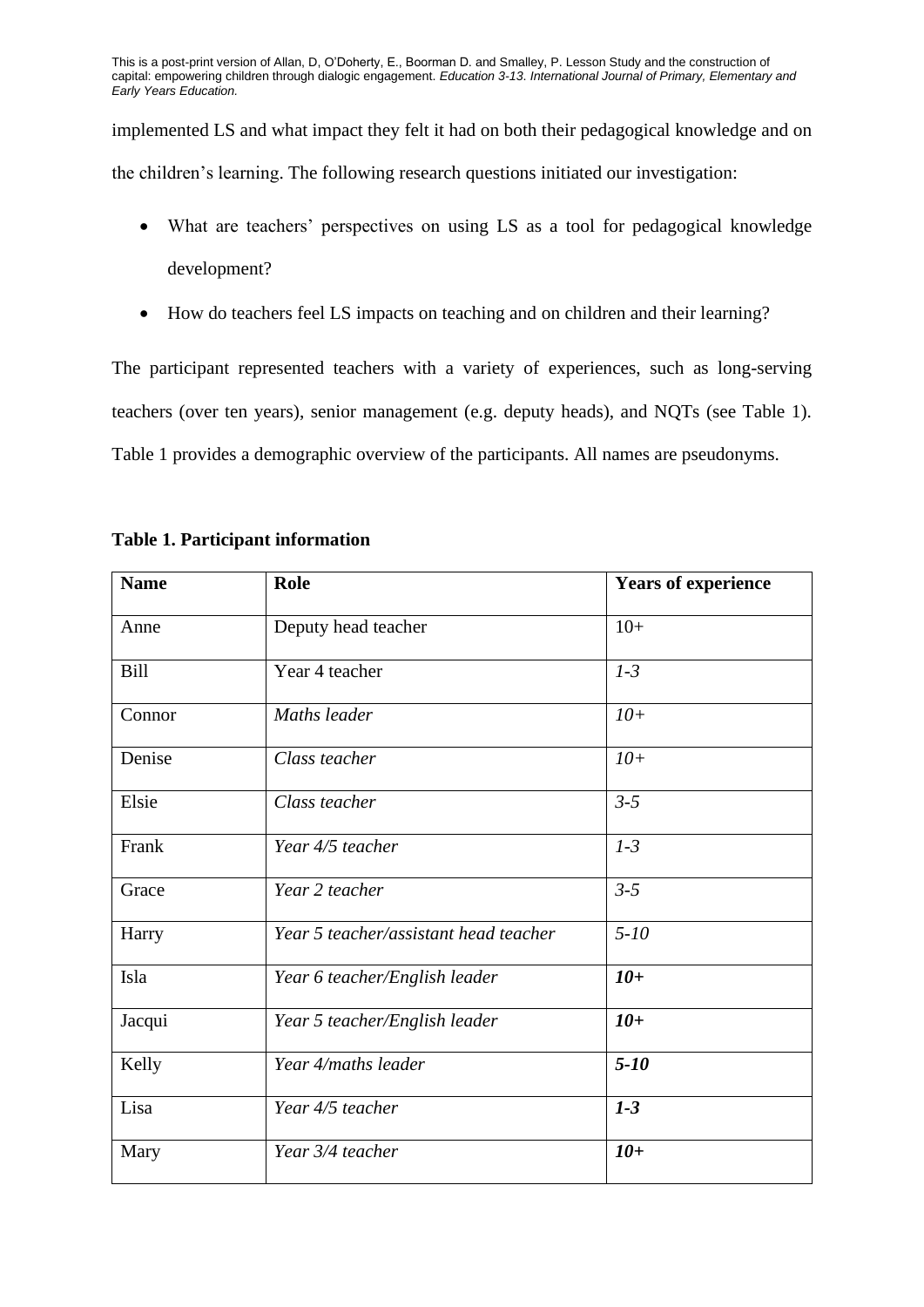implemented LS and what impact they felt it had on both their pedagogical knowledge and on the children's learning. The following research questions initiated our investigation:

- What are teachers' perspectives on using LS as a tool for pedagogical knowledge development?
- How do teachers feel LS impacts on teaching and on children and their learning?

The participant represented teachers with a variety of experiences, such as long-serving teachers (over ten years), senior management (e.g. deputy heads), and NQTs (see Table 1). Table 1 provides a demographic overview of the participants. All names are pseudonyms.

**Table 1. Participant information**

| **Name** | **Role** | **Years of experience** |
|---|---|---|
| Anne | Deputy head teacher | 10+ |
| Bill | Year 4 teacher | *1-3* |
| Connor | *Maths leader* | *10+* |
| Denise | *Class teacher* | *10+* |
| Elsie | *Class teacher* | *3-5* |
| Frank | *Year 4/5 teacher* | *1-3* |
| Grace | *Year 2 teacher* | *3-5* |
| Harry | *Year 5 teacher/assistant head teacher* | *5-10* |
| Isla | *Year 6 teacher/English leader* | ***10+*** |
| Jacqui | *Year 5 teacher/English leader* | ***10+*** |
| Kelly | *Year 4/maths leader* | ***5-10*** |
| Lisa | *Year 4/5 teacher* | ***1-3*** |
| Mary | *Year 3/4 teacher* | ***10+*** |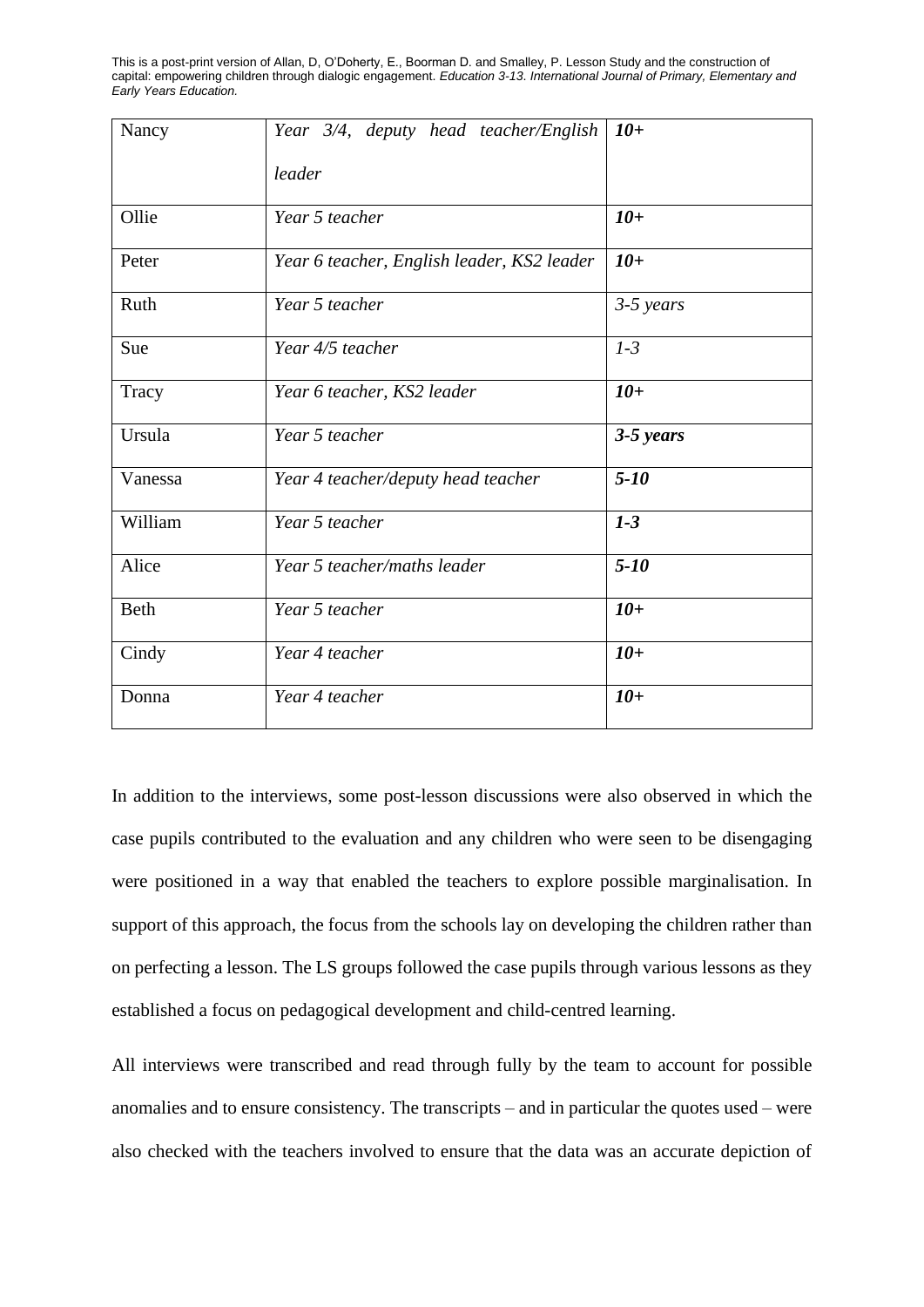| Nancy | *Year 3/4, deputy head teacher/English leader* | ***10+*** |
|---|---|---|
| Ollie | *Year 5 teacher* | ***10+*** |
| Peter | *Year 6 teacher, English leader, KS2 leader* | ***10+*** |
| Ruth | *Year 5 teacher* | *3-5 years* |
| Sue | *Year 4/5 teacher* | *1-3* |
| Tracy | *Year 6 teacher, KS2 leader* | ***10+*** |
| Ursula | *Year 5 teacher* | ***3-5 years*** |
| Vanessa | *Year 4 teacher/deputy head teacher* | ***5-10*** |
| William | *Year 5 teacher* | ***1-3*** |
| Alice | *Year 5 teacher/maths leader* | ***5-10*** |
| Beth | *Year 5 teacher* | ***10+*** |
| Cindy | *Year 4 teacher* | ***10+*** |
| Donna | *Year 4 teacher* | ***10+*** |

In addition to the interviews, some post-lesson discussions were also observed in which the case pupils contributed to the evaluation and any children who were seen to be disengaging were positioned in a way that enabled the teachers to explore possible marginalisation. In support of this approach, the focus from the schools lay on developing the children rather than on perfecting a lesson. The LS groups followed the case pupils through various lessons as they established a focus on pedagogical development and child-centred learning.

All interviews were transcribed and read through fully by the team to account for possible anomalies and to ensure consistency. The transcripts – and in particular the quotes used – were also checked with the teachers involved to ensure that the data was an accurate depiction of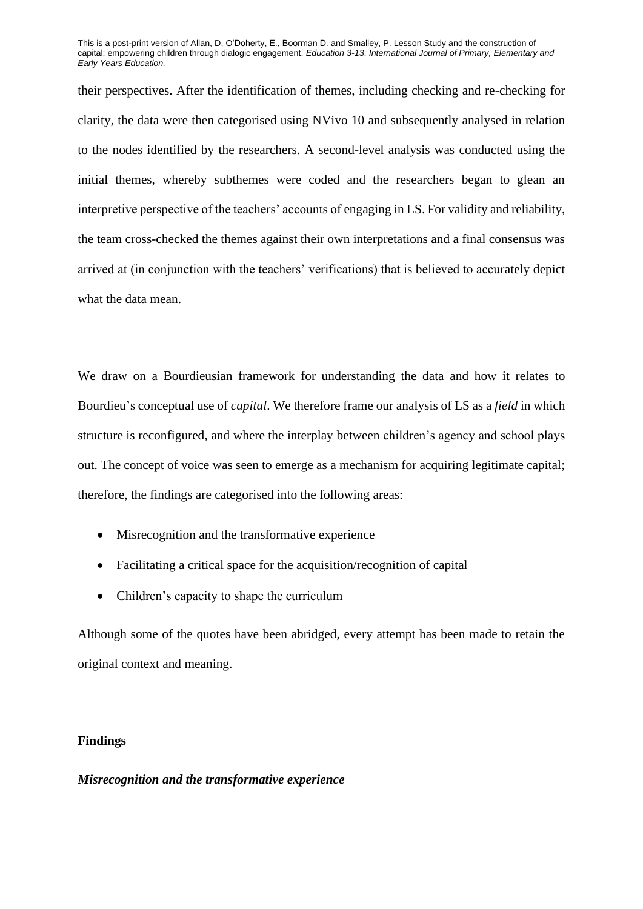their perspectives. After the identification of themes, including checking and re-checking for clarity, the data were then categorised using NVivo 10 and subsequently analysed in relation to the nodes identified by the researchers. A second-level analysis was conducted using the initial themes, whereby subthemes were coded and the researchers began to glean an interpretive perspective of the teachers' accounts of engaging in LS. For validity and reliability, the team cross-checked the themes against their own interpretations and a final consensus was arrived at (in conjunction with the teachers' verifications) that is believed to accurately depict what the data mean.

We draw on a Bourdieusian framework for understanding the data and how it relates to Bourdieu's conceptual use of *capital*. We therefore frame our analysis of LS as a *field* in which structure is reconfigured, and where the interplay between children's agency and school plays out. The concept of voice was seen to emerge as a mechanism for acquiring legitimate capital; therefore, the findings are categorised into the following areas:

- Misrecognition and the transformative experience
- Facilitating a critical space for the acquisition/recognition of capital
- Children's capacity to shape the curriculum

Although some of the quotes have been abridged, every attempt has been made to retain the original context and meaning.

## Findings

### *Misrecognition and the transformative experience*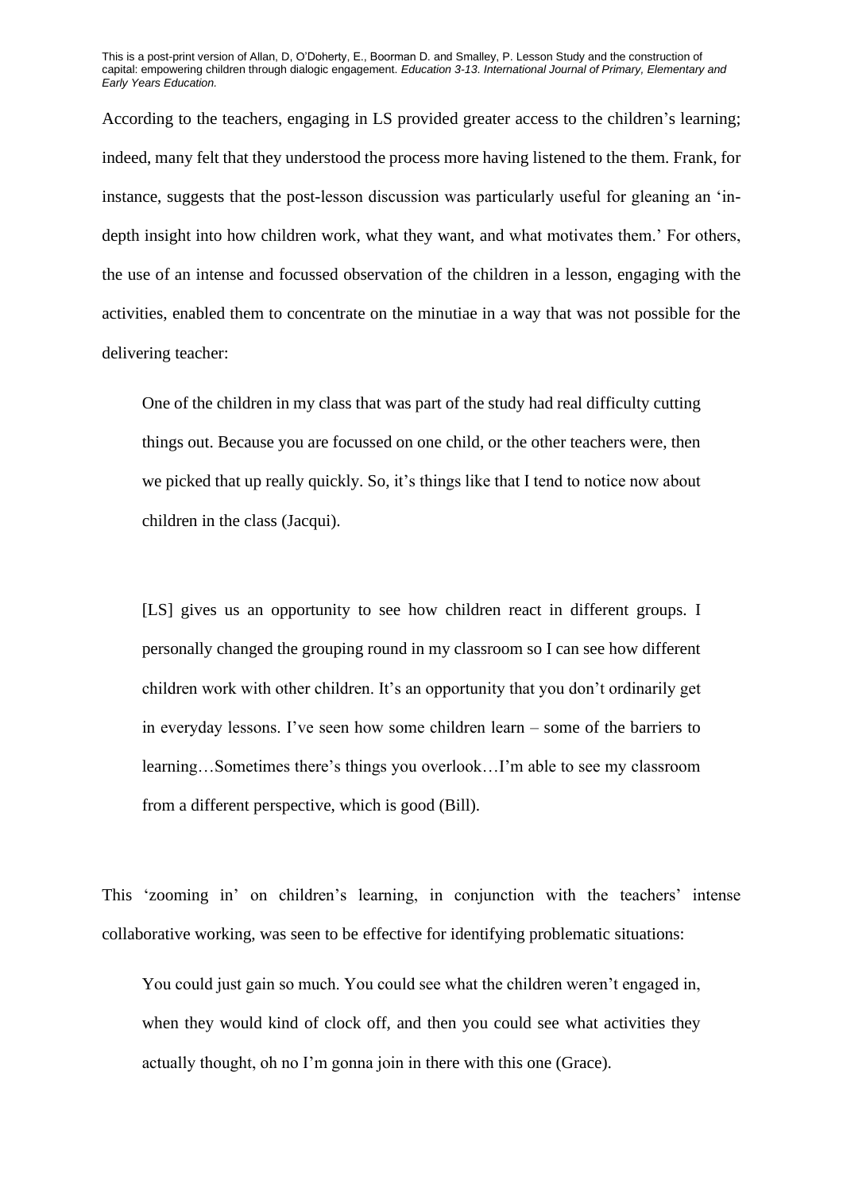According to the teachers, engaging in LS provided greater access to the children's learning; indeed, many felt that they understood the process more having listened to the them. Frank, for instance, suggests that the post-lesson discussion was particularly useful for gleaning an 'in-depth insight into how children work, what they want, and what motivates them.' For others, the use of an intense and focussed observation of the children in a lesson, engaging with the activities, enabled them to concentrate on the minutiae in a way that was not possible for the delivering teacher:

> One of the children in my class that was part of the study had real difficulty cutting things out. Because you are focussed on one child, or the other teachers were, then we picked that up really quickly. So, it's things like that I tend to notice now about children in the class (Jacqui).

> [LS] gives us an opportunity to see how children react in different groups. I personally changed the grouping round in my classroom so I can see how different children work with other children. It's an opportunity that you don't ordinarily get in everyday lessons. I've seen how some children learn – some of the barriers to learning…Sometimes there's things you overlook…I'm able to see my classroom from a different perspective, which is good (Bill).

This 'zooming in' on children's learning, in conjunction with the teachers' intense collaborative working, was seen to be effective for identifying problematic situations:

> You could just gain so much. You could see what the children weren't engaged in, when they would kind of clock off, and then you could see what activities they actually thought, oh no I'm gonna join in there with this one (Grace).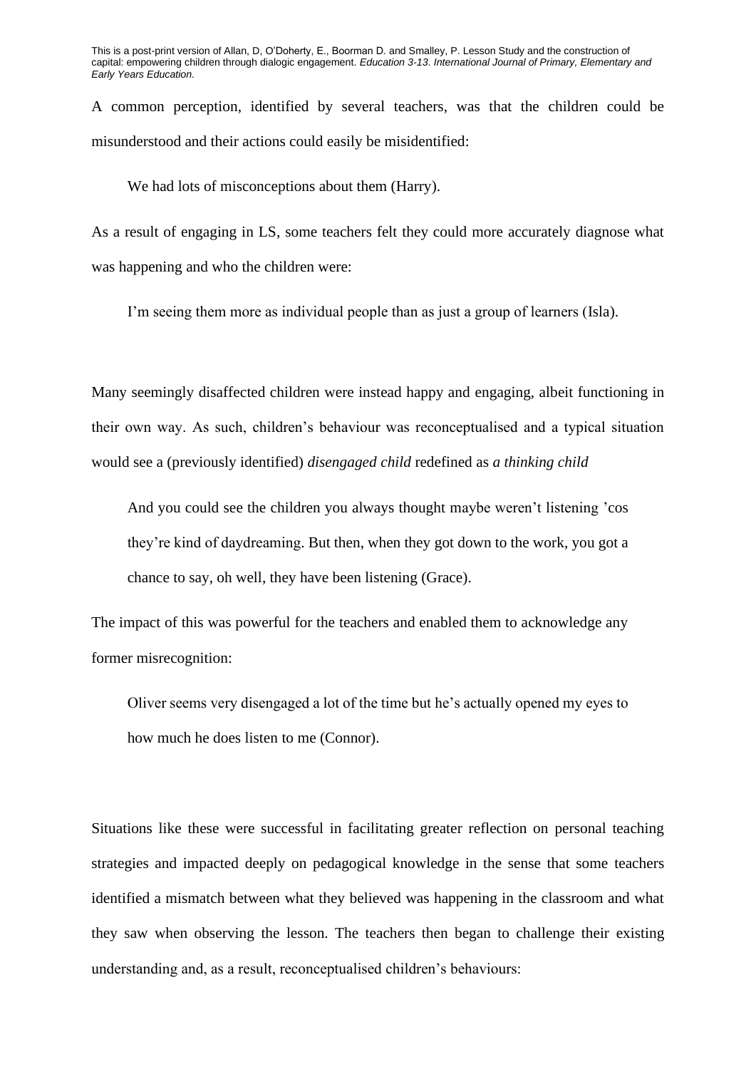A common perception, identified by several teachers, was that the children could be misunderstood and their actions could easily be misidentified:

> We had lots of misconceptions about them (Harry).

As a result of engaging in LS, some teachers felt they could more accurately diagnose what was happening and who the children were:

> I'm seeing them more as individual people than as just a group of learners (Isla).

Many seemingly disaffected children were instead happy and engaging, albeit functioning in their own way. As such, children's behaviour was reconceptualised and a typical situation would see a (previously identified) *disengaged child* redefined as *a thinking child*

> And you could see the children you always thought maybe weren't listening 'cos they're kind of daydreaming. But then, when they got down to the work, you got a chance to say, oh well, they have been listening (Grace).

The impact of this was powerful for the teachers and enabled them to acknowledge any former misrecognition:

> Oliver seems very disengaged a lot of the time but he's actually opened my eyes to how much he does listen to me (Connor).

Situations like these were successful in facilitating greater reflection on personal teaching strategies and impacted deeply on pedagogical knowledge in the sense that some teachers identified a mismatch between what they believed was happening in the classroom and what they saw when observing the lesson. The teachers then began to challenge their existing understanding and, as a result, reconceptualised children's behaviours: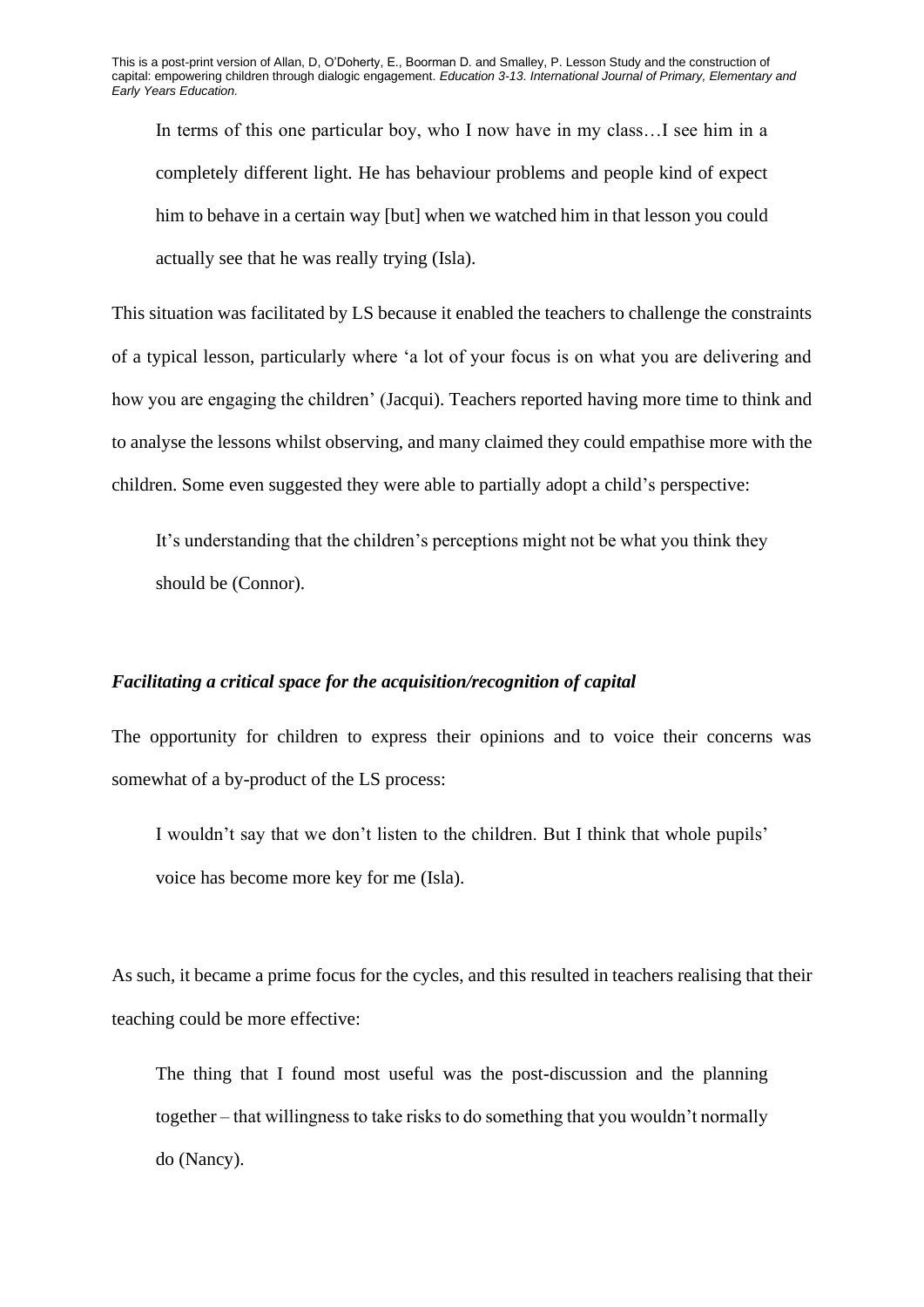> In terms of this one particular boy, who I now have in my class…I see him in a completely different light. He has behaviour problems and people kind of expect him to behave in a certain way [but] when we watched him in that lesson you could actually see that he was really trying (Isla).

This situation was facilitated by LS because it enabled the teachers to challenge the constraints of a typical lesson, particularly where 'a lot of your focus is on what you are delivering and how you are engaging the children' (Jacqui). Teachers reported having more time to think and to analyse the lessons whilst observing, and many claimed they could empathise more with the children. Some even suggested they were able to partially adopt a child's perspective:

> It's understanding that the children's perceptions might not be what you think they should be (Connor).

### *Facilitating a critical space for the acquisition/recognition of capital*

The opportunity for children to express their opinions and to voice their concerns was somewhat of a by-product of the LS process:

> I wouldn't say that we don't listen to the children. But I think that whole pupils' voice has become more key for me (Isla).

As such, it became a prime focus for the cycles, and this resulted in teachers realising that their teaching could be more effective:

> The thing that I found most useful was the post-discussion and the planning together – that willingness to take risks to do something that you wouldn't normally do (Nancy).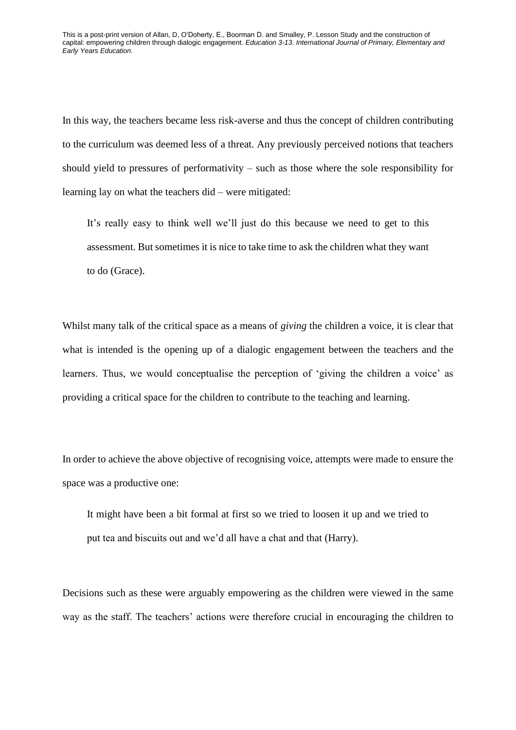In this way, the teachers became less risk-averse and thus the concept of children contributing to the curriculum was deemed less of a threat. Any previously perceived notions that teachers should yield to pressures of performativity – such as those where the sole responsibility for learning lay on what the teachers did – were mitigated:

> It's really easy to think well we'll just do this because we need to get to this assessment. But sometimes it is nice to take time to ask the children what they want to do (Grace).

Whilst many talk of the critical space as a means of *giving* the children a voice, it is clear that what is intended is the opening up of a dialogic engagement between the teachers and the learners. Thus, we would conceptualise the perception of 'giving the children a voice' as providing a critical space for the children to contribute to the teaching and learning.

In order to achieve the above objective of recognising voice, attempts were made to ensure the space was a productive one:

> It might have been a bit formal at first so we tried to loosen it up and we tried to put tea and biscuits out and we'd all have a chat and that (Harry).

Decisions such as these were arguably empowering as the children were viewed in the same way as the staff. The teachers' actions were therefore crucial in encouraging the children to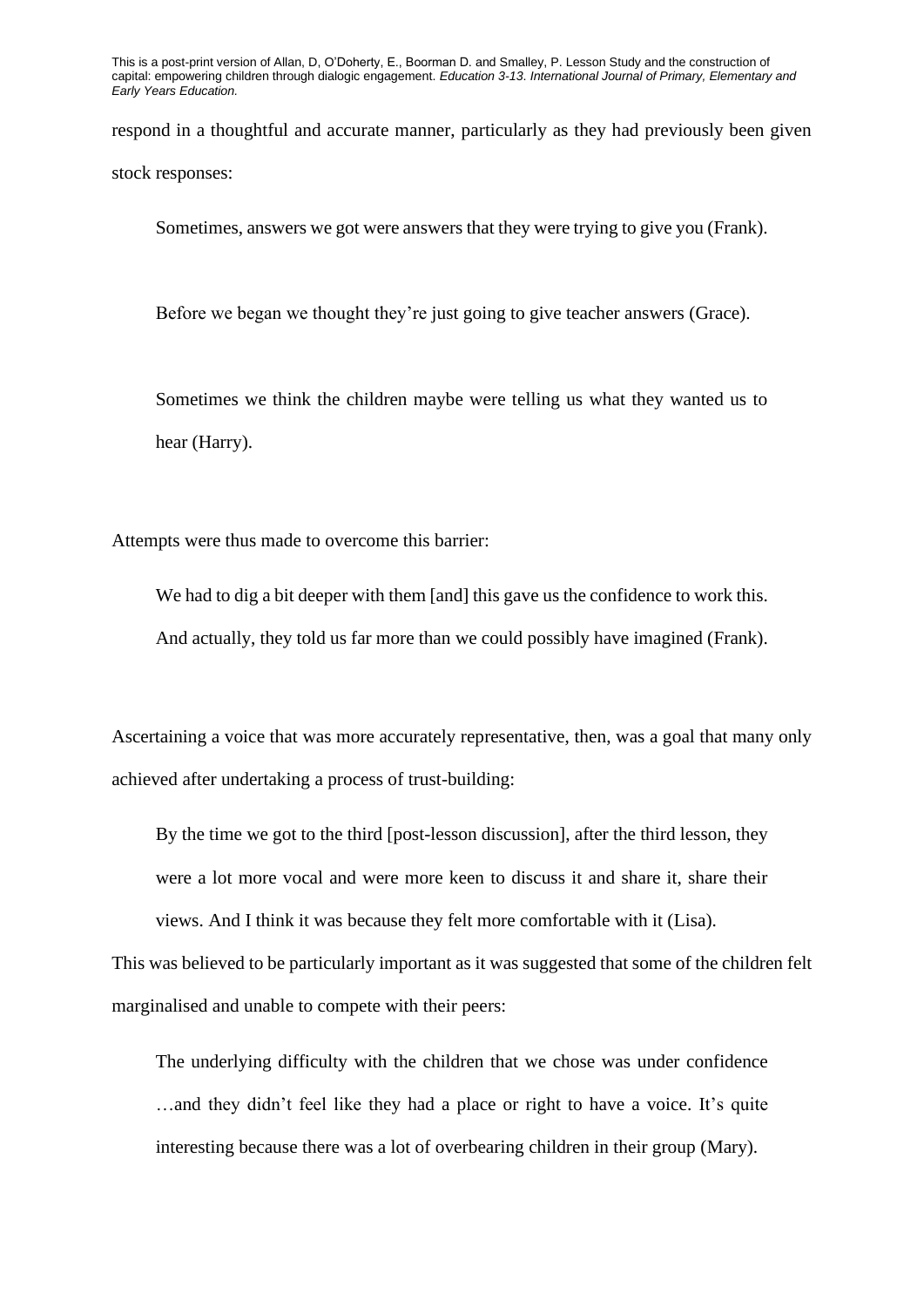respond in a thoughtful and accurate manner, particularly as they had previously been given stock responses:

> Sometimes, answers we got were answers that they were trying to give you (Frank).

> Before we began we thought they're just going to give teacher answers (Grace).

> Sometimes we think the children maybe were telling us what they wanted us to hear (Harry).

Attempts were thus made to overcome this barrier:

> We had to dig a bit deeper with them [and] this gave us the confidence to work this. And actually, they told us far more than we could possibly have imagined (Frank).

Ascertaining a voice that was more accurately representative, then, was a goal that many only achieved after undertaking a process of trust-building:

> By the time we got to the third [post-lesson discussion], after the third lesson, they were a lot more vocal and were more keen to discuss it and share it, share their views. And I think it was because they felt more comfortable with it (Lisa).

This was believed to be particularly important as it was suggested that some of the children felt marginalised and unable to compete with their peers:

> The underlying difficulty with the children that we chose was under confidence …and they didn't feel like they had a place or right to have a voice. It's quite interesting because there was a lot of overbearing children in their group (Mary).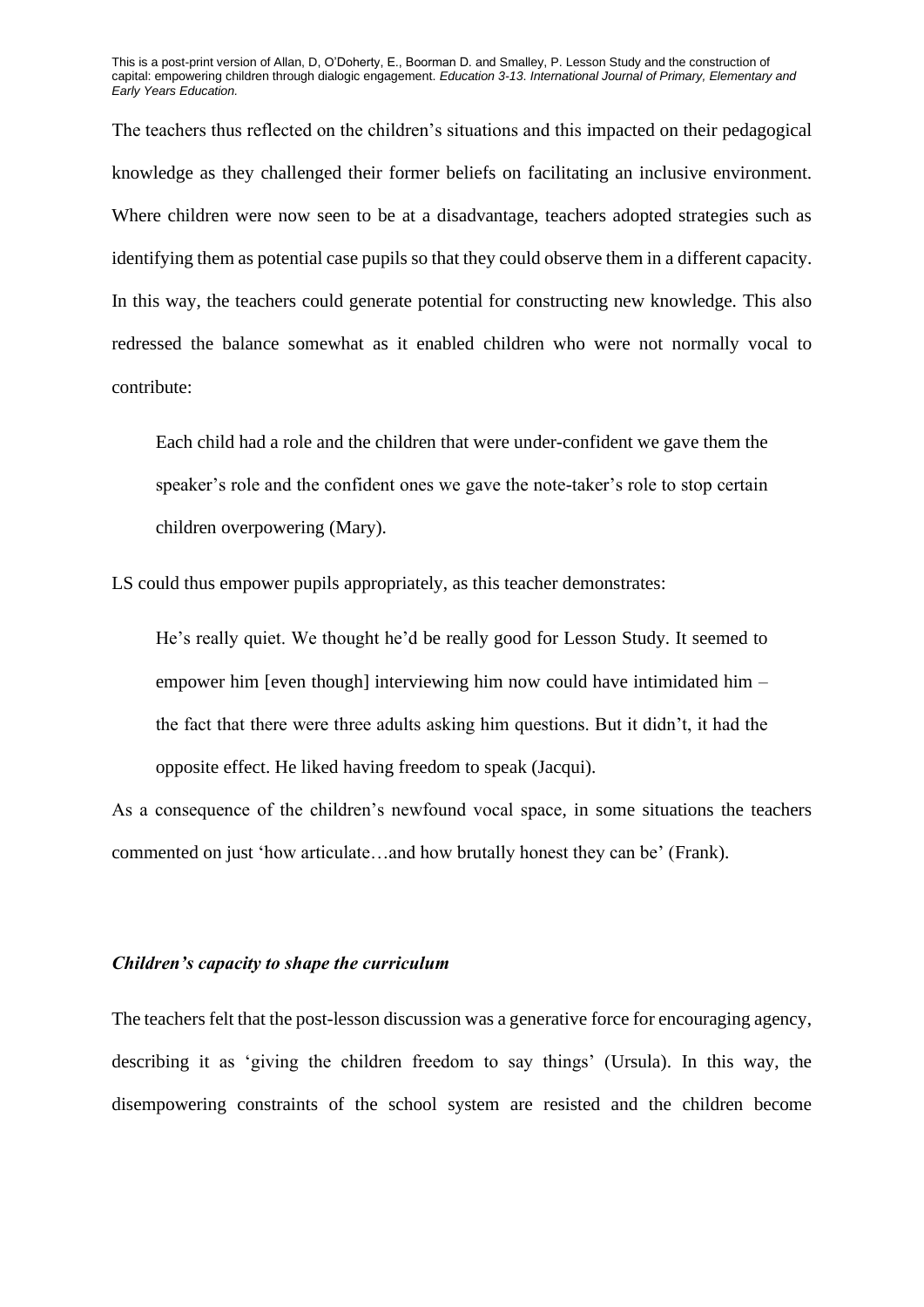The teachers thus reflected on the children's situations and this impacted on their pedagogical knowledge as they challenged their former beliefs on facilitating an inclusive environment. Where children were now seen to be at a disadvantage, teachers adopted strategies such as identifying them as potential case pupils so that they could observe them in a different capacity. In this way, the teachers could generate potential for constructing new knowledge. This also redressed the balance somewhat as it enabled children who were not normally vocal to contribute:

> Each child had a role and the children that were under-confident we gave them the speaker's role and the confident ones we gave the note-taker's role to stop certain children overpowering (Mary).

LS could thus empower pupils appropriately, as this teacher demonstrates:

> He's really quiet. We thought he'd be really good for Lesson Study. It seemed to empower him [even though] interviewing him now could have intimidated him – the fact that there were three adults asking him questions. But it didn't, it had the opposite effect. He liked having freedom to speak (Jacqui).

As a consequence of the children's newfound vocal space, in some situations the teachers commented on just 'how articulate…and how brutally honest they can be' (Frank).

### *Children's capacity to shape the curriculum*

The teachers felt that the post-lesson discussion was a generative force for encouraging agency, describing it as 'giving the children freedom to say things' (Ursula). In this way, the disempowering constraints of the school system are resisted and the children become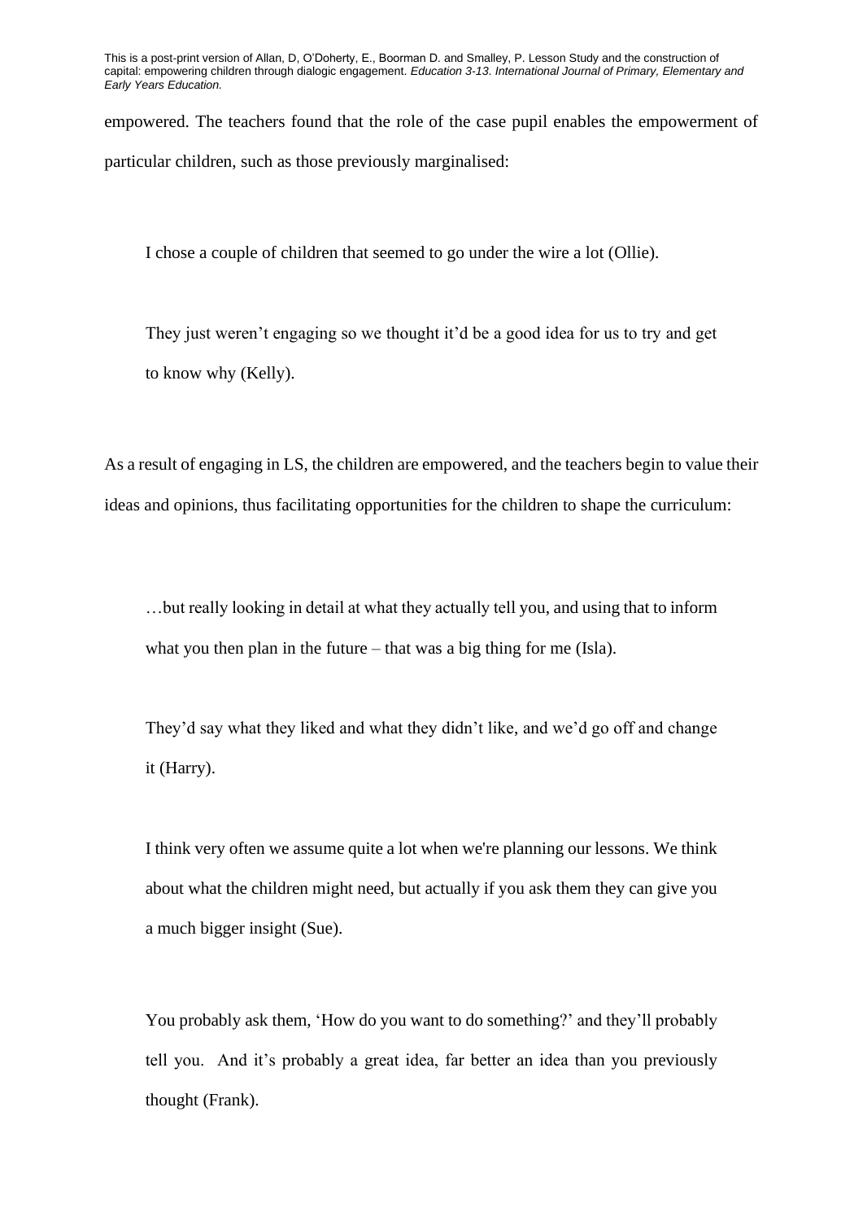empowered. The teachers found that the role of the case pupil enables the empowerment of particular children, such as those previously marginalised:

> I chose a couple of children that seemed to go under the wire a lot (Ollie).

> They just weren't engaging so we thought it'd be a good idea for us to try and get to know why (Kelly).

As a result of engaging in LS, the children are empowered, and the teachers begin to value their ideas and opinions, thus facilitating opportunities for the children to shape the curriculum:

> …but really looking in detail at what they actually tell you, and using that to inform what you then plan in the future – that was a big thing for me (Isla).

> They'd say what they liked and what they didn't like, and we'd go off and change it (Harry).

> I think very often we assume quite a lot when we're planning our lessons. We think about what the children might need, but actually if you ask them they can give you a much bigger insight (Sue).

> You probably ask them, 'How do you want to do something?' and they'll probably tell you. And it's probably a great idea, far better an idea than you previously thought (Frank).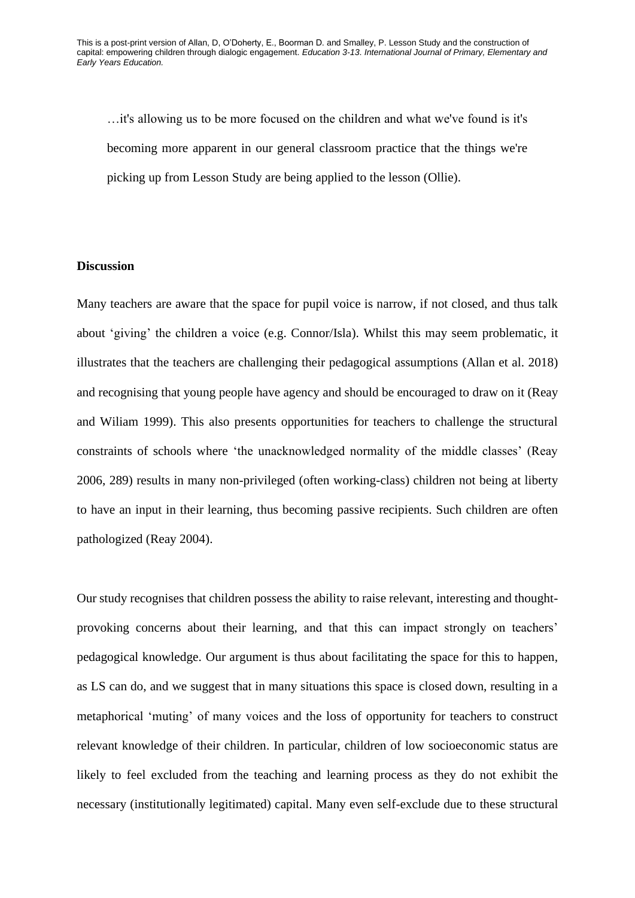> …it's allowing us to be more focused on the children and what we've found is it's becoming more apparent in our general classroom practice that the things we're picking up from Lesson Study are being applied to the lesson (Ollie).

**Discussion**

Many teachers are aware that the space for pupil voice is narrow, if not closed, and thus talk about 'giving' the children a voice (e.g. Connor/Isla). Whilst this may seem problematic, it illustrates that the teachers are challenging their pedagogical assumptions (Allan et al. 2018) and recognising that young people have agency and should be encouraged to draw on it (Reay and Wiliam 1999). This also presents opportunities for teachers to challenge the structural constraints of schools where 'the unacknowledged normality of the middle classes' (Reay 2006, 289) results in many non-privileged (often working-class) children not being at liberty to have an input in their learning, thus becoming passive recipients. Such children are often pathologized (Reay 2004).

Our study recognises that children possess the ability to raise relevant, interesting and thought-provoking concerns about their learning, and that this can impact strongly on teachers' pedagogical knowledge. Our argument is thus about facilitating the space for this to happen, as LS can do, and we suggest that in many situations this space is closed down, resulting in a metaphorical 'muting' of many voices and the loss of opportunity for teachers to construct relevant knowledge of their children. In particular, children of low socioeconomic status are likely to feel excluded from the teaching and learning process as they do not exhibit the necessary (institutionally legitimated) capital. Many even self-exclude due to these structural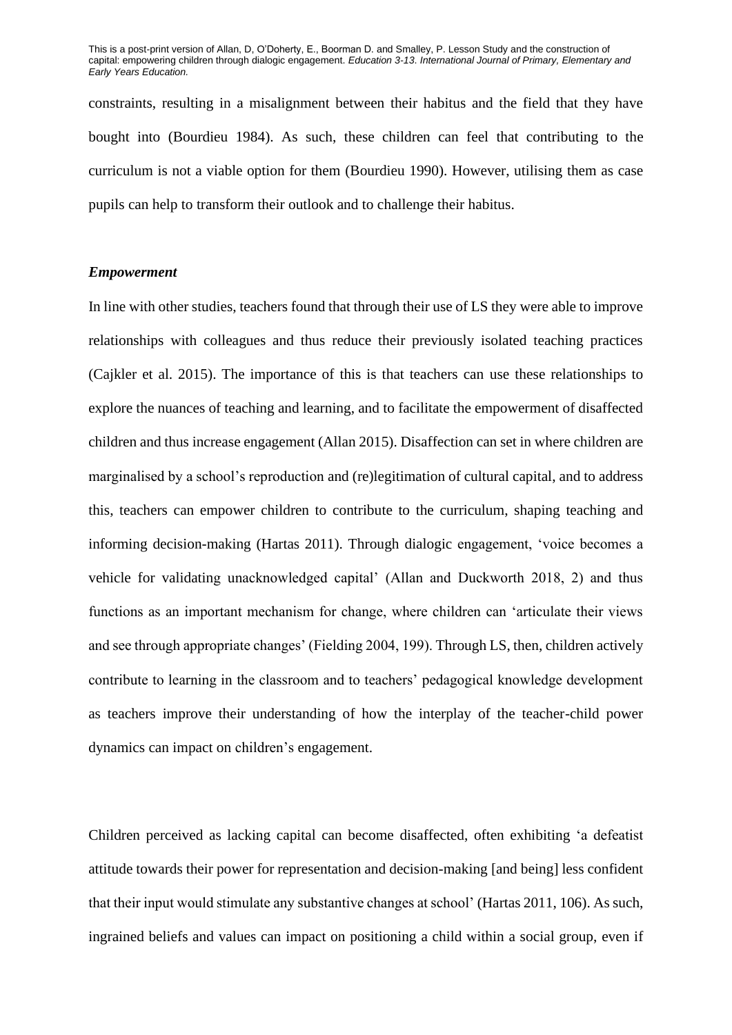constraints, resulting in a misalignment between their habitus and the field that they have bought into (Bourdieu 1984). As such, these children can feel that contributing to the curriculum is not a viable option for them (Bourdieu 1990). However, utilising them as case pupils can help to transform their outlook and to challenge their habitus.

### *Empowerment*

In line with other studies, teachers found that through their use of LS they were able to improve relationships with colleagues and thus reduce their previously isolated teaching practices (Cajkler et al. 2015). The importance of this is that teachers can use these relationships to explore the nuances of teaching and learning, and to facilitate the empowerment of disaffected children and thus increase engagement (Allan 2015). Disaffection can set in where children are marginalised by a school's reproduction and (re)legitimation of cultural capital, and to address this, teachers can empower children to contribute to the curriculum, shaping teaching and informing decision-making (Hartas 2011). Through dialogic engagement, 'voice becomes a vehicle for validating unacknowledged capital' (Allan and Duckworth 2018, 2) and thus functions as an important mechanism for change, where children can 'articulate their views and see through appropriate changes' (Fielding 2004, 199). Through LS, then, children actively contribute to learning in the classroom and to teachers' pedagogical knowledge development as teachers improve their understanding of how the interplay of the teacher-child power dynamics can impact on children's engagement.

Children perceived as lacking capital can become disaffected, often exhibiting 'a defeatist attitude towards their power for representation and decision-making [and being] less confident that their input would stimulate any substantive changes at school' (Hartas 2011, 106). As such, ingrained beliefs and values can impact on positioning a child within a social group, even if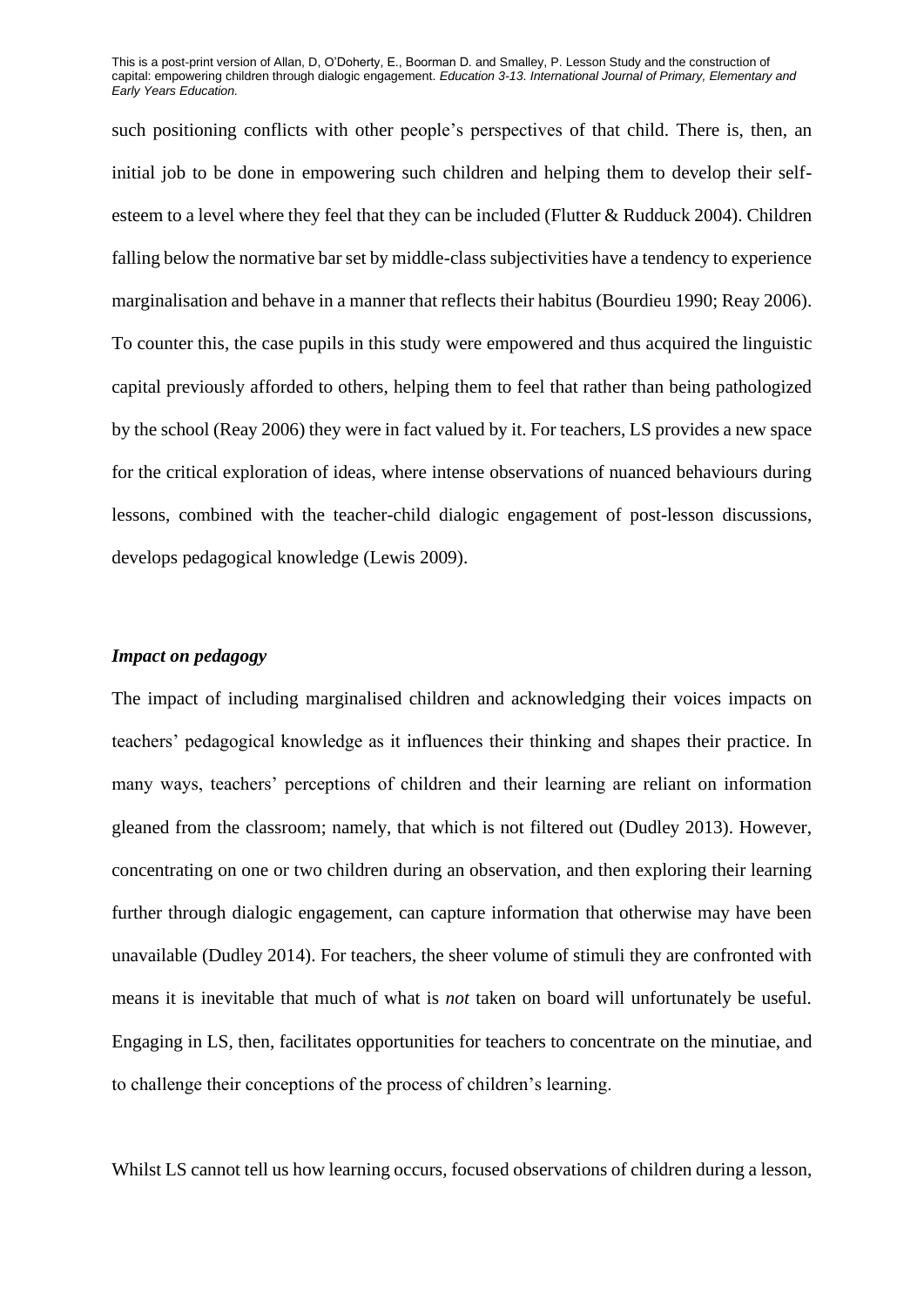such positioning conflicts with other people's perspectives of that child. There is, then, an initial job to be done in empowering such children and helping them to develop their self-esteem to a level where they feel that they can be included (Flutter & Rudduck 2004). Children falling below the normative bar set by middle-class subjectivities have a tendency to experience marginalisation and behave in a manner that reflects their habitus (Bourdieu 1990; Reay 2006). To counter this, the case pupils in this study were empowered and thus acquired the linguistic capital previously afforded to others, helping them to feel that rather than being pathologized by the school (Reay 2006) they were in fact valued by it. For teachers, LS provides a new space for the critical exploration of ideas, where intense observations of nuanced behaviours during lessons, combined with the teacher-child dialogic engagement of post-lesson discussions, develops pedagogical knowledge (Lewis 2009).

### *Impact on pedagogy*

The impact of including marginalised children and acknowledging their voices impacts on teachers' pedagogical knowledge as it influences their thinking and shapes their practice. In many ways, teachers' perceptions of children and their learning are reliant on information gleaned from the classroom; namely, that which is not filtered out (Dudley 2013). However, concentrating on one or two children during an observation, and then exploring their learning further through dialogic engagement, can capture information that otherwise may have been unavailable (Dudley 2014). For teachers, the sheer volume of stimuli they are confronted with means it is inevitable that much of what is *not* taken on board will unfortunately be useful. Engaging in LS, then, facilitates opportunities for teachers to concentrate on the minutiae, and to challenge their conceptions of the process of children's learning.

Whilst LS cannot tell us how learning occurs, focused observations of children during a lesson,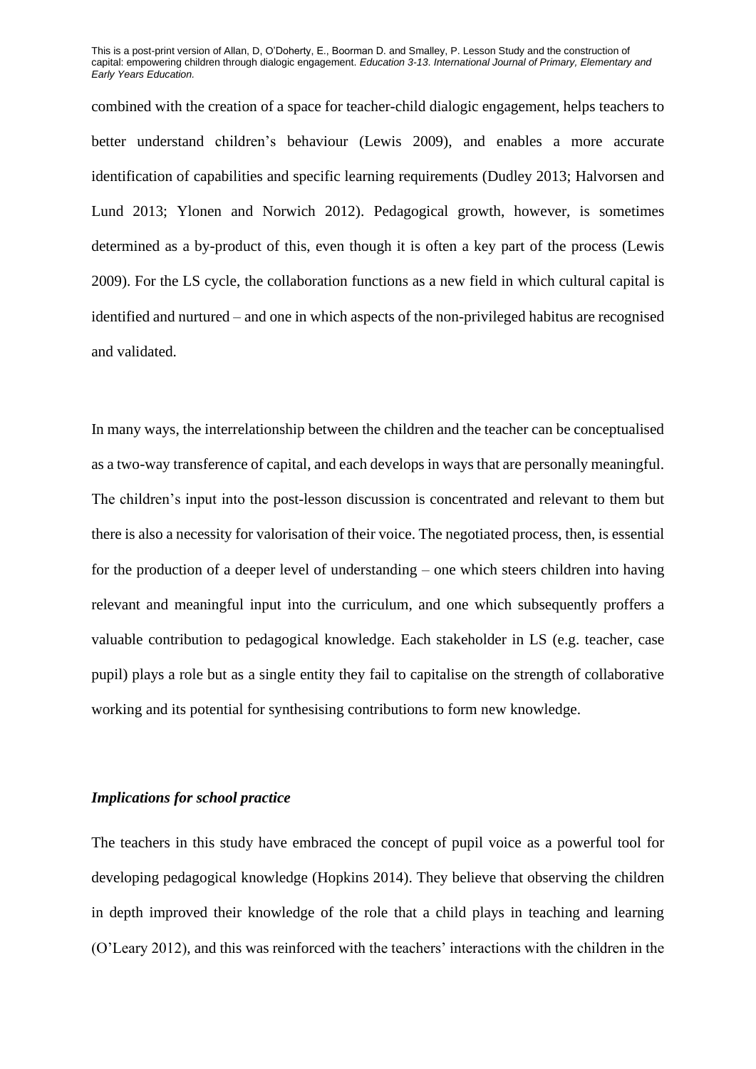combined with the creation of a space for teacher-child dialogic engagement, helps teachers to better understand children's behaviour (Lewis 2009), and enables a more accurate identification of capabilities and specific learning requirements (Dudley 2013; Halvorsen and Lund 2013; Ylonen and Norwich 2012). Pedagogical growth, however, is sometimes determined as a by-product of this, even though it is often a key part of the process (Lewis 2009). For the LS cycle, the collaboration functions as a new field in which cultural capital is identified and nurtured – and one in which aspects of the non-privileged habitus are recognised and validated.

In many ways, the interrelationship between the children and the teacher can be conceptualised as a two-way transference of capital, and each develops in ways that are personally meaningful. The children's input into the post-lesson discussion is concentrated and relevant to them but there is also a necessity for valorisation of their voice. The negotiated process, then, is essential for the production of a deeper level of understanding – one which steers children into having relevant and meaningful input into the curriculum, and one which subsequently proffers a valuable contribution to pedagogical knowledge. Each stakeholder in LS (e.g. teacher, case pupil) plays a role but as a single entity they fail to capitalise on the strength of collaborative working and its potential for synthesising contributions to form new knowledge.

### *Implications for school practice*

The teachers in this study have embraced the concept of pupil voice as a powerful tool for developing pedagogical knowledge (Hopkins 2014). They believe that observing the children in depth improved their knowledge of the role that a child plays in teaching and learning (O'Leary 2012), and this was reinforced with the teachers' interactions with the children in the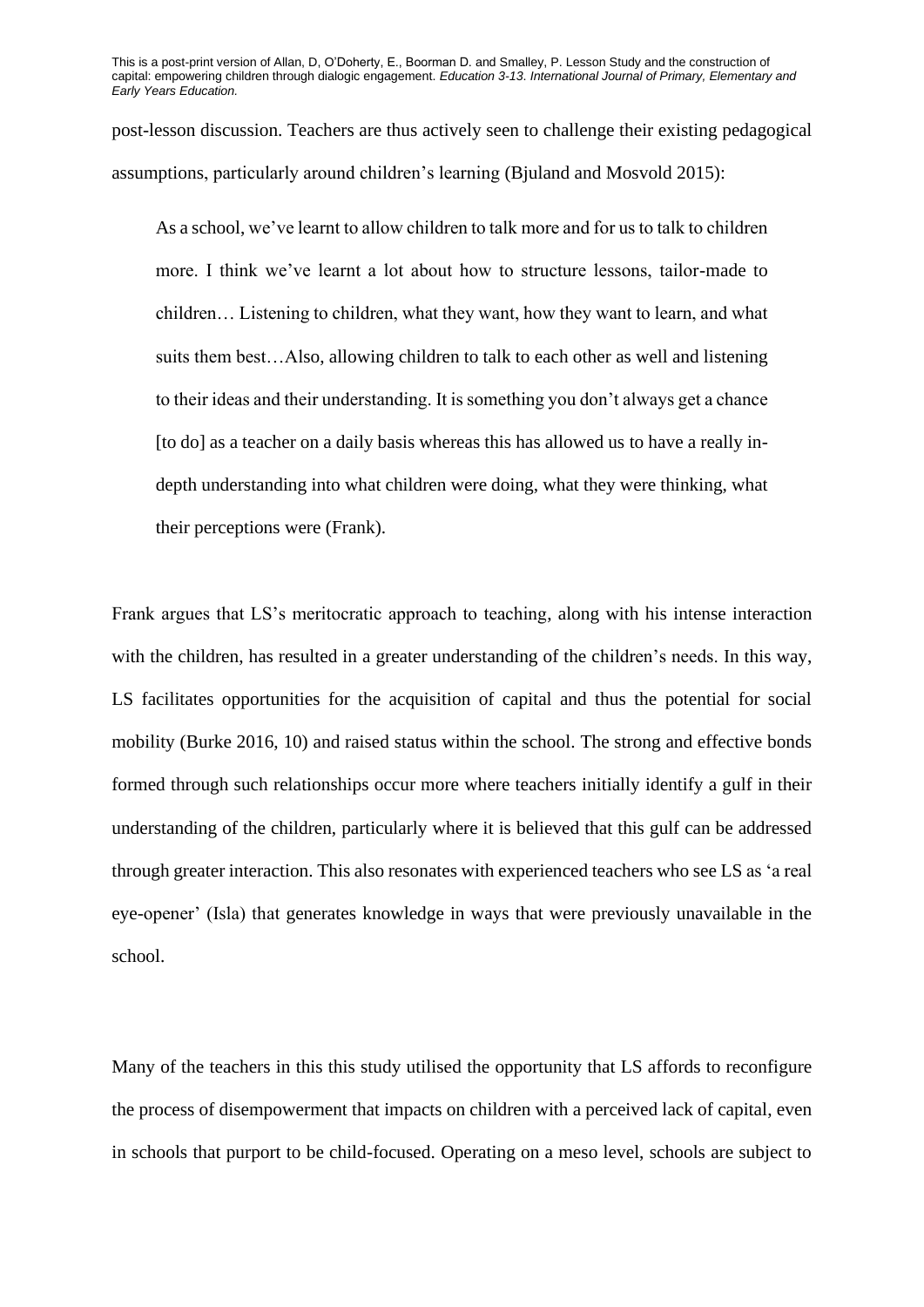post-lesson discussion. Teachers are thus actively seen to challenge their existing pedagogical assumptions, particularly around children's learning (Bjuland and Mosvold 2015):

> As a school, we've learnt to allow children to talk more and for us to talk to children more. I think we've learnt a lot about how to structure lessons, tailor-made to children… Listening to children, what they want, how they want to learn, and what suits them best…Also, allowing children to talk to each other as well and listening to their ideas and their understanding. It is something you don't always get a chance [to do] as a teacher on a daily basis whereas this has allowed us to have a really in-depth understanding into what children were doing, what they were thinking, what their perceptions were (Frank).

Frank argues that LS's meritocratic approach to teaching, along with his intense interaction with the children, has resulted in a greater understanding of the children's needs. In this way, LS facilitates opportunities for the acquisition of capital and thus the potential for social mobility (Burke 2016, 10) and raised status within the school. The strong and effective bonds formed through such relationships occur more where teachers initially identify a gulf in their understanding of the children, particularly where it is believed that this gulf can be addressed through greater interaction. This also resonates with experienced teachers who see LS as 'a real eye-opener' (Isla) that generates knowledge in ways that were previously unavailable in the school.

Many of the teachers in this this study utilised the opportunity that LS affords to reconfigure the process of disempowerment that impacts on children with a perceived lack of capital, even in schools that purport to be child-focused. Operating on a meso level, schools are subject to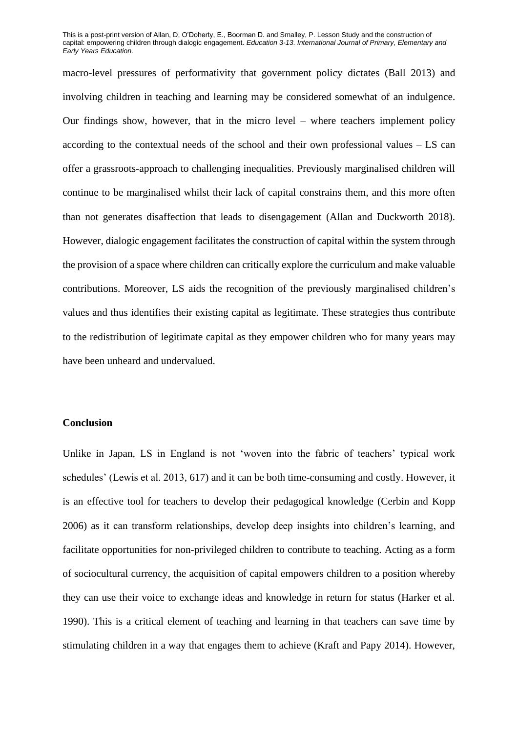macro-level pressures of performativity that government policy dictates (Ball 2013) and involving children in teaching and learning may be considered somewhat of an indulgence. Our findings show, however, that in the micro level – where teachers implement policy according to the contextual needs of the school and their own professional values – LS can offer a grassroots-approach to challenging inequalities. Previously marginalised children will continue to be marginalised whilst their lack of capital constrains them, and this more often than not generates disaffection that leads to disengagement (Allan and Duckworth 2018). However, dialogic engagement facilitates the construction of capital within the system through the provision of a space where children can critically explore the curriculum and make valuable contributions. Moreover, LS aids the recognition of the previously marginalised children's values and thus identifies their existing capital as legitimate. These strategies thus contribute to the redistribution of legitimate capital as they empower children who for many years may have been unheard and undervalued.

## Conclusion

Unlike in Japan, LS in England is not 'woven into the fabric of teachers' typical work schedules' (Lewis et al. 2013, 617) and it can be both time-consuming and costly. However, it is an effective tool for teachers to develop their pedagogical knowledge (Cerbin and Kopp 2006) as it can transform relationships, develop deep insights into children's learning, and facilitate opportunities for non-privileged children to contribute to teaching. Acting as a form of sociocultural currency, the acquisition of capital empowers children to a position whereby they can use their voice to exchange ideas and knowledge in return for status (Harker et al. 1990). This is a critical element of teaching and learning in that teachers can save time by stimulating children in a way that engages them to achieve (Kraft and Papy 2014). However,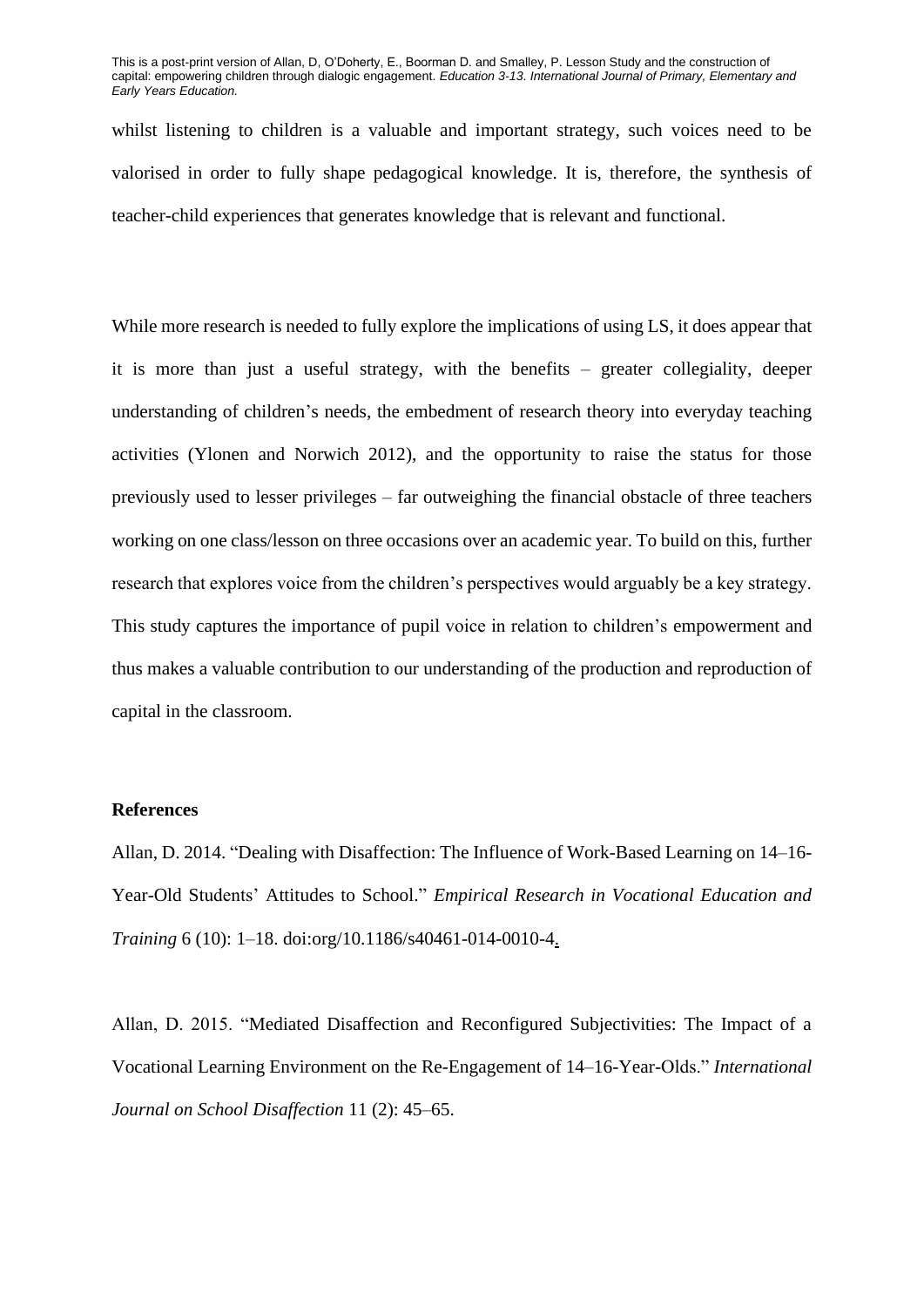whilst listening to children is a valuable and important strategy, such voices need to be valorised in order to fully shape pedagogical knowledge. It is, therefore, the synthesis of teacher-child experiences that generates knowledge that is relevant and functional.

While more research is needed to fully explore the implications of using LS, it does appear that it is more than just a useful strategy, with the benefits – greater collegiality, deeper understanding of children's needs, the embedment of research theory into everyday teaching activities (Ylonen and Norwich 2012), and the opportunity to raise the status for those previously used to lesser privileges – far outweighing the financial obstacle of three teachers working on one class/lesson on three occasions over an academic year. To build on this, further research that explores voice from the children's perspectives would arguably be a key strategy. This study captures the importance of pupil voice in relation to children's empowerment and thus makes a valuable contribution to our understanding of the production and reproduction of capital in the classroom.

**References**

Allan, D. 2014. "Dealing with Disaffection: The Influence of Work-Based Learning on 14–16-Year-Old Students' Attitudes to School." *Empirical Research in Vocational Education and Training* 6 (10): 1–18. doi:org/10.1186/s40461-014-0010-4.

Allan, D. 2015. "Mediated Disaffection and Reconfigured Subjectivities: The Impact of a Vocational Learning Environment on the Re-Engagement of 14–16-Year-Olds." *International Journal on School Disaffection* 11 (2): 45–65.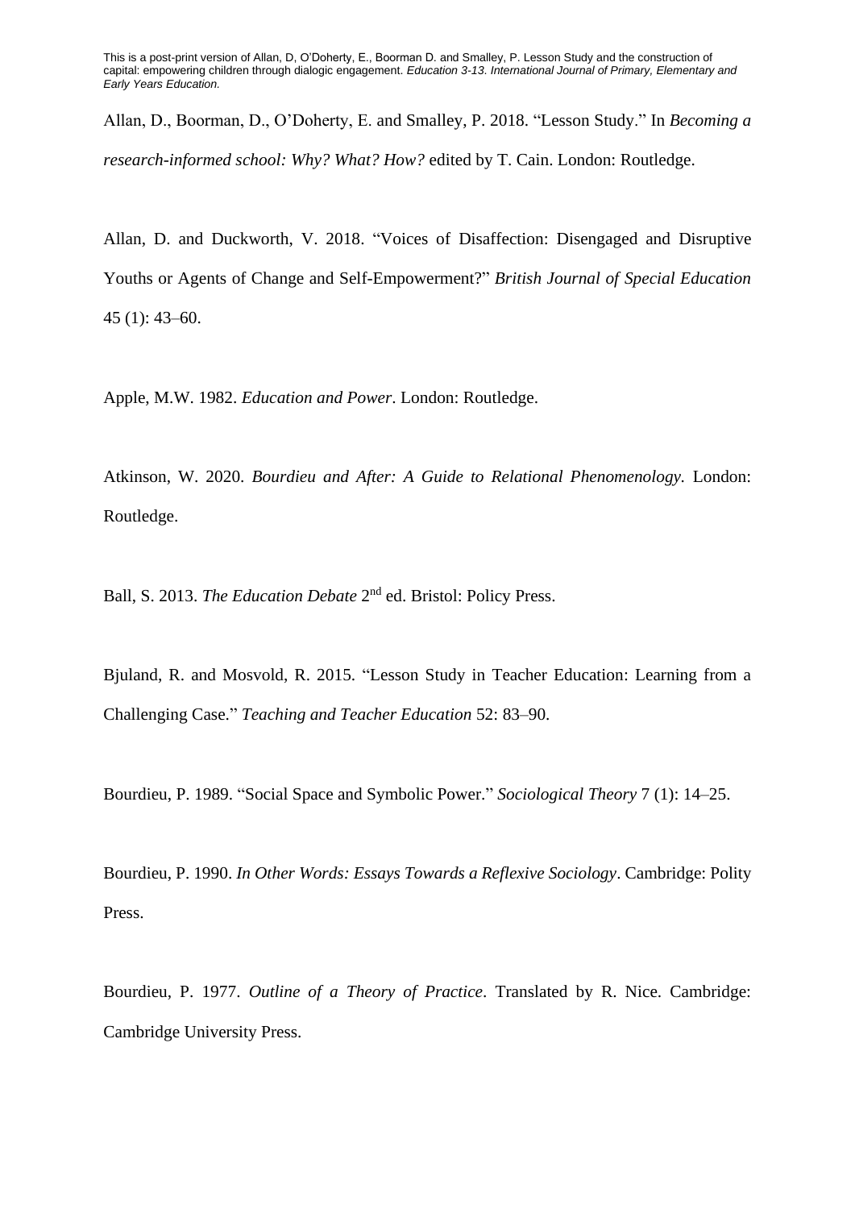Allan, D., Boorman, D., O'Doherty, E. and Smalley, P. 2018. "Lesson Study." In *Becoming a research-informed school: Why? What? How?* edited by T. Cain. London: Routledge.

Allan, D. and Duckworth, V. 2018. "Voices of Disaffection: Disengaged and Disruptive Youths or Agents of Change and Self-Empowerment?" *British Journal of Special Education* 45 (1): 43–60.

Apple, M.W. 1982. *Education and Power*. London: Routledge.

Atkinson, W. 2020. *Bourdieu and After: A Guide to Relational Phenomenology.* London: Routledge.

Ball, S. 2013. *The Education Debate* 2nd ed. Bristol: Policy Press.

Bjuland, R. and Mosvold, R. 2015. "Lesson Study in Teacher Education: Learning from a Challenging Case." *Teaching and Teacher Education* 52: 83–90.

Bourdieu, P. 1989. "Social Space and Symbolic Power." *Sociological Theory* 7 (1): 14–25.

Bourdieu, P. 1990. *In Other Words: Essays Towards a Reflexive Sociology*. Cambridge: Polity Press.

Bourdieu, P. 1977. *Outline of a Theory of Practice*. Translated by R. Nice. Cambridge: Cambridge University Press.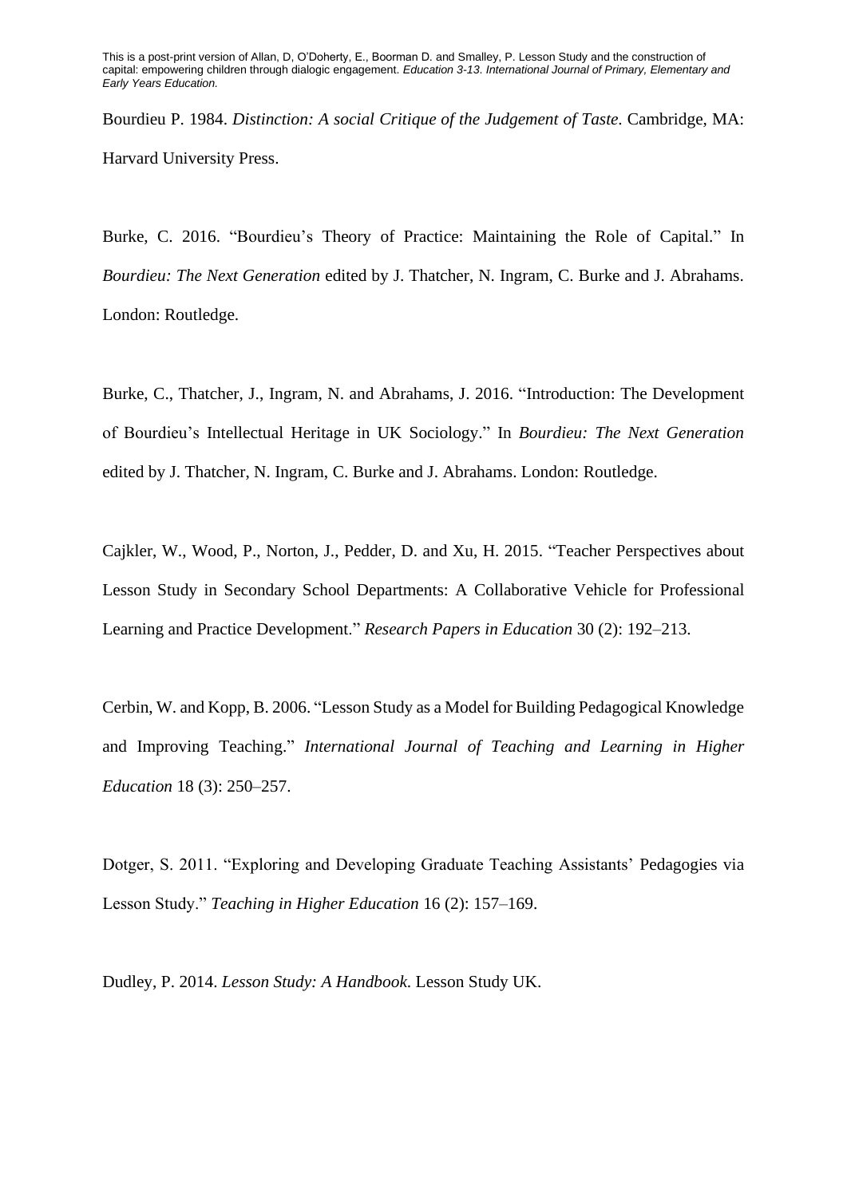Bourdieu P. 1984. *Distinction: A social Critique of the Judgement of Taste*. Cambridge, MA: Harvard University Press.

Burke, C. 2016. "Bourdieu's Theory of Practice: Maintaining the Role of Capital." In *Bourdieu: The Next Generation* edited by J. Thatcher, N. Ingram, C. Burke and J. Abrahams. London: Routledge.

Burke, C., Thatcher, J., Ingram, N. and Abrahams, J. 2016. "Introduction: The Development of Bourdieu's Intellectual Heritage in UK Sociology." In *Bourdieu: The Next Generation* edited by J. Thatcher, N. Ingram, C. Burke and J. Abrahams. London: Routledge.

Cajkler, W., Wood, P., Norton, J., Pedder, D. and Xu, H. 2015. "Teacher Perspectives about Lesson Study in Secondary School Departments: A Collaborative Vehicle for Professional Learning and Practice Development." *Research Papers in Education* 30 (2): 192–213.

Cerbin, W. and Kopp, B. 2006. "Lesson Study as a Model for Building Pedagogical Knowledge and Improving Teaching." *International Journal of Teaching and Learning in Higher Education* 18 (3): 250–257.

Dotger, S. 2011. "Exploring and Developing Graduate Teaching Assistants' Pedagogies via Lesson Study." *Teaching in Higher Education* 16 (2): 157–169.

Dudley, P. 2014. *Lesson Study: A Handbook.* Lesson Study UK.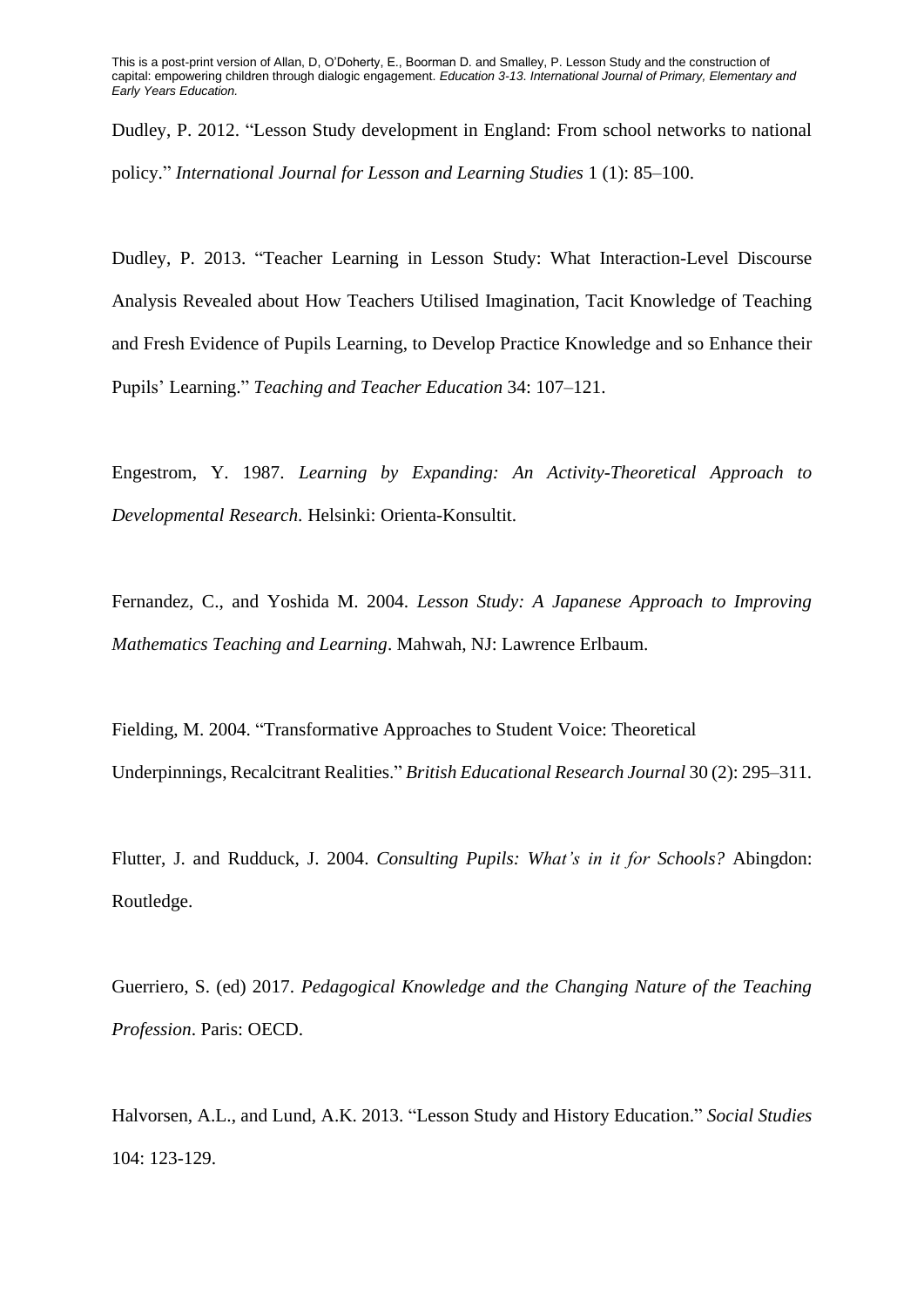Dudley, P. 2012. “Lesson Study development in England: From school networks to national policy.” *International Journal for Lesson and Learning Studies* 1 (1): 85–100.

Dudley, P. 2013. “Teacher Learning in Lesson Study: What Interaction-Level Discourse Analysis Revealed about How Teachers Utilised Imagination, Tacit Knowledge of Teaching and Fresh Evidence of Pupils Learning, to Develop Practice Knowledge and so Enhance their Pupils’ Learning.” *Teaching and Teacher Education* 34: 107–121.

Engestrom, Y. 1987. *Learning by Expanding: An Activity-Theoretical Approach to Developmental Research*. Helsinki: Orienta-Konsultit.

Fernandez, C., and Yoshida M. 2004. *Lesson Study: A Japanese Approach to Improving Mathematics Teaching and Learning*. Mahwah, NJ: Lawrence Erlbaum.

Fielding, M. 2004. “Transformative Approaches to Student Voice: Theoretical Underpinnings, Recalcitrant Realities.” *British Educational Research Journal* 30 (2): 295–311.

Flutter, J. and Rudduck, J. 2004. *Consulting Pupils: What’s in it for Schools?* Abingdon: Routledge.

Guerriero, S. (ed) 2017. *Pedagogical Knowledge and the Changing Nature of the Teaching Profession*. Paris: OECD.

Halvorsen, A.L., and Lund, A.K. 2013. “Lesson Study and History Education.” *Social Studies* 104: 123-129.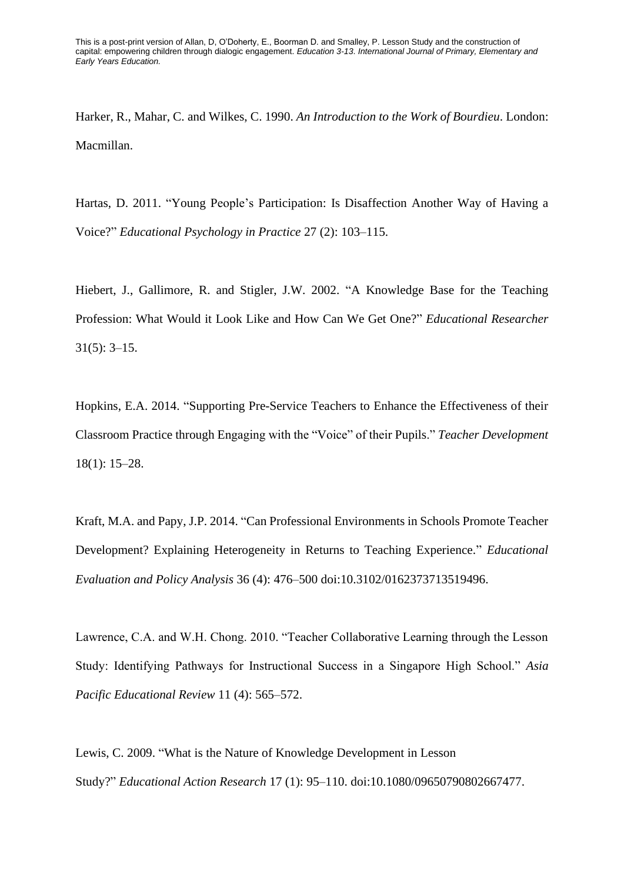Harker, R., Mahar, C. and Wilkes, C. 1990. *An Introduction to the Work of Bourdieu*. London: Macmillan.

Hartas, D. 2011. "Young People's Participation: Is Disaffection Another Way of Having a Voice?" *Educational Psychology in Practice* 27 (2): 103–115.

Hiebert, J., Gallimore, R. and Stigler, J.W. 2002. "A Knowledge Base for the Teaching Profession: What Would it Look Like and How Can We Get One?" *Educational Researcher* 31(5): 3–15.

Hopkins, E.A. 2014. "Supporting Pre-Service Teachers to Enhance the Effectiveness of their Classroom Practice through Engaging with the "Voice" of their Pupils." *Teacher Development* 18(1): 15–28.

Kraft, M.A. and Papy, J.P. 2014. "Can Professional Environments in Schools Promote Teacher Development? Explaining Heterogeneity in Returns to Teaching Experience." *Educational Evaluation and Policy Analysis* 36 (4): 476–500 doi:10.3102/0162373713519496.

Lawrence, C.A. and W.H. Chong. 2010. "Teacher Collaborative Learning through the Lesson Study: Identifying Pathways for Instructional Success in a Singapore High School." *Asia Pacific Educational Review* 11 (4): 565–572.

Lewis, C. 2009. "What is the Nature of Knowledge Development in Lesson Study?" *Educational Action Research* 17 (1): 95–110. doi:10.1080/09650790802667477.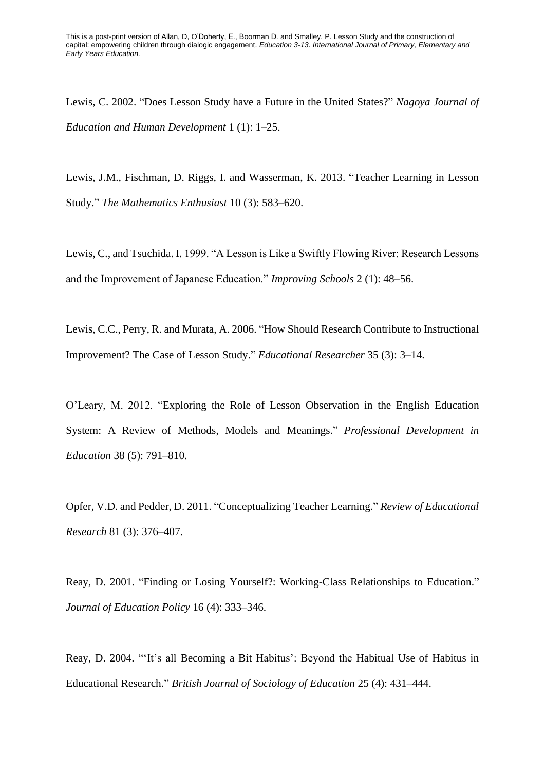Lewis, C. 2002. "Does Lesson Study have a Future in the United States?" *Nagoya Journal of Education and Human Development* 1 (1): 1–25.

Lewis, J.M., Fischman, D. Riggs, I. and Wasserman, K. 2013. "Teacher Learning in Lesson Study." *The Mathematics Enthusiast* 10 (3): 583–620.

Lewis, C., and Tsuchida. I. 1999. "A Lesson is Like a Swiftly Flowing River: Research Lessons and the Improvement of Japanese Education." *Improving Schools* 2 (1): 48–56.

Lewis, C.C., Perry, R. and Murata, A. 2006. "How Should Research Contribute to Instructional Improvement? The Case of Lesson Study." *Educational Researcher* 35 (3): 3–14.

O'Leary, M. 2012. "Exploring the Role of Lesson Observation in the English Education System: A Review of Methods, Models and Meanings." *Professional Development in Education* 38 (5): 791–810.

Opfer, V.D. and Pedder, D. 2011. "Conceptualizing Teacher Learning." *Review of Educational Research* 81 (3): 376–407.

Reay, D. 2001. "Finding or Losing Yourself?: Working-Class Relationships to Education." *Journal of Education Policy* 16 (4): 333–346.

Reay, D. 2004. "'It's all Becoming a Bit Habitus': Beyond the Habitual Use of Habitus in Educational Research." *British Journal of Sociology of Education* 25 (4): 431–444.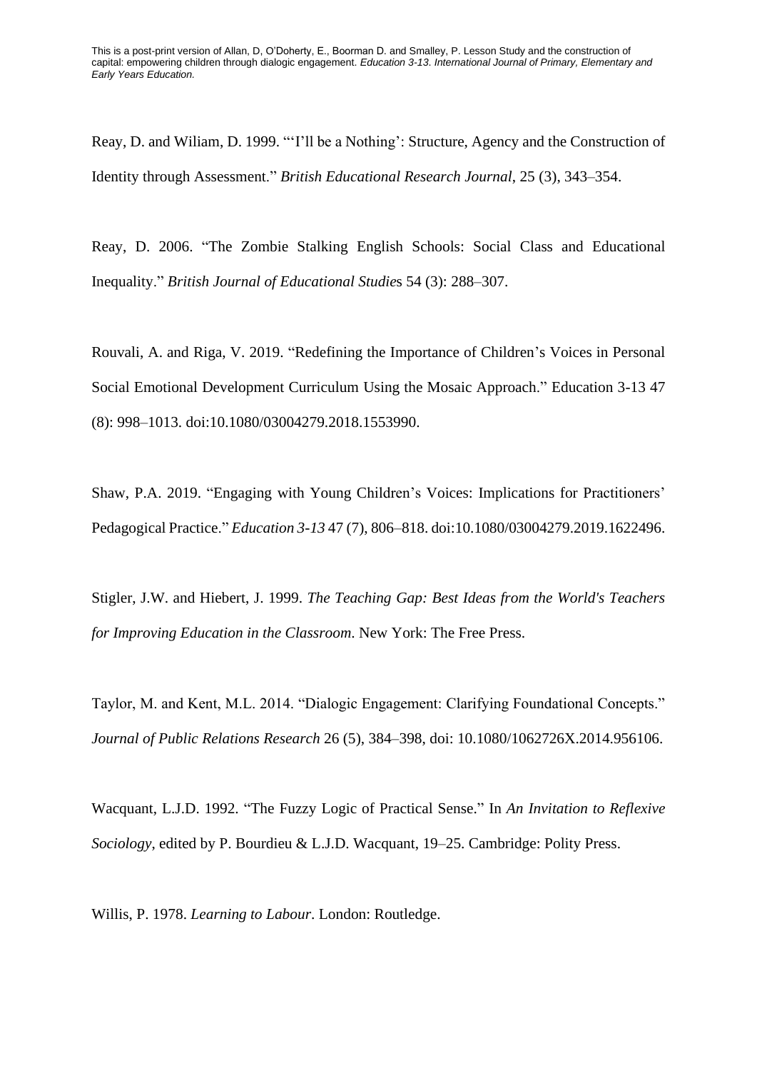Reay, D. and Wiliam, D. 1999. "'I'll be a Nothing': Structure, Agency and the Construction of Identity through Assessment." *British Educational Research Journal*, 25 (3), 343–354.

Reay, D. 2006. "The Zombie Stalking English Schools: Social Class and Educational Inequality." *British Journal of Educational Studies* 54 (3): 288–307.

Rouvali, A. and Riga, V. 2019. "Redefining the Importance of Children's Voices in Personal Social Emotional Development Curriculum Using the Mosaic Approach." Education 3-13 47 (8): 998–1013. doi:10.1080/03004279.2018.1553990.

Shaw, P.A. 2019. "Engaging with Young Children's Voices: Implications for Practitioners' Pedagogical Practice." *Education 3-13* 47 (7), 806–818. doi:10.1080/03004279.2019.1622496.

Stigler, J.W. and Hiebert, J. 1999. *The Teaching Gap: Best Ideas from the World's Teachers for Improving Education in the Classroom*. New York: The Free Press.

Taylor, M. and Kent, M.L. 2014. "Dialogic Engagement: Clarifying Foundational Concepts." *Journal of Public Relations Research* 26 (5), 384–398, doi: 10.1080/1062726X.2014.956106.

Wacquant, L.J.D. 1992. "The Fuzzy Logic of Practical Sense." In *An Invitation to Reflexive Sociology*, edited by P. Bourdieu & L.J.D. Wacquant, 19–25. Cambridge: Polity Press.

Willis, P. 1978. *Learning to Labour*. London: Routledge.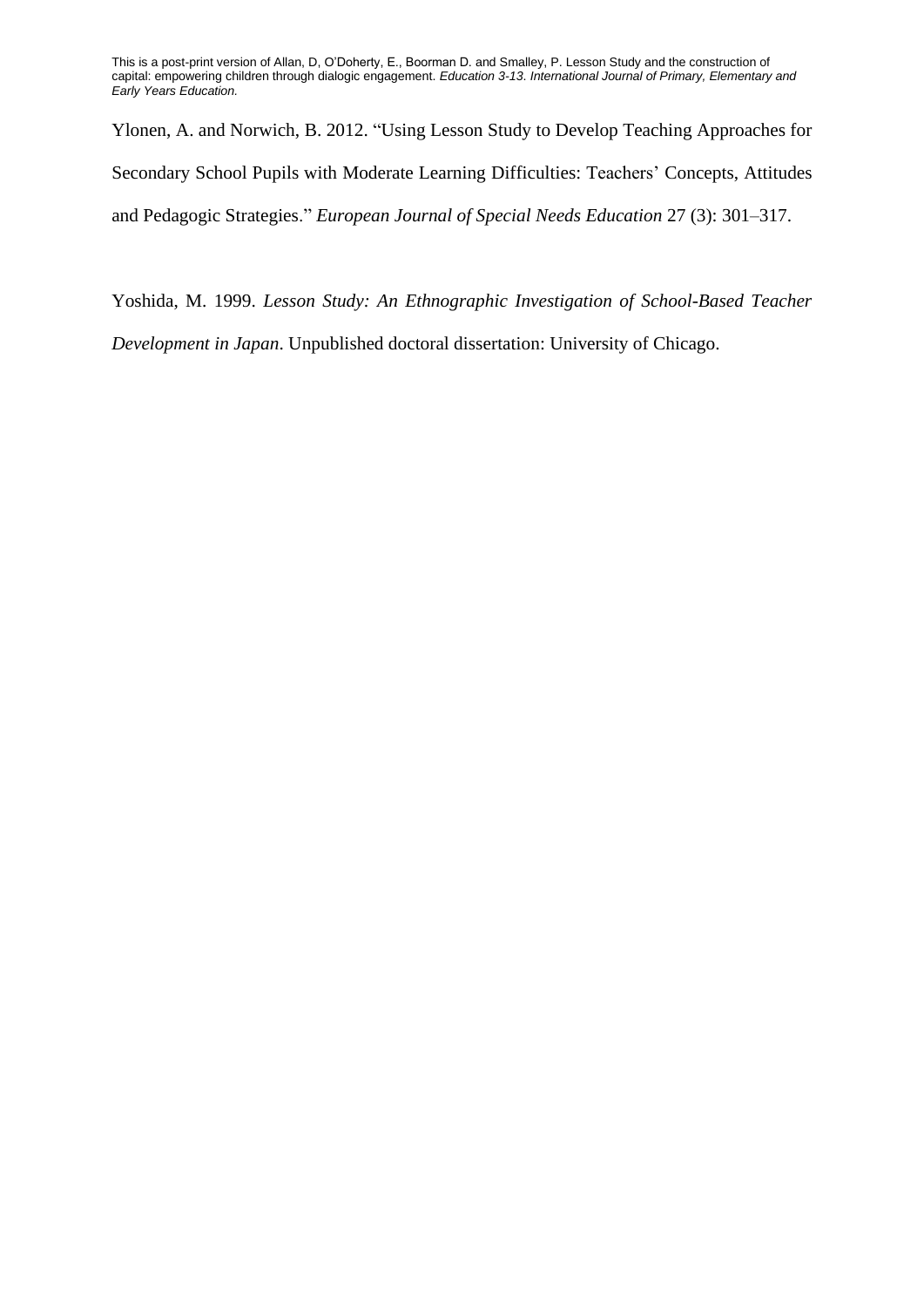Ylonen, A. and Norwich, B. 2012. "Using Lesson Study to Develop Teaching Approaches for Secondary School Pupils with Moderate Learning Difficulties: Teachers' Concepts, Attitudes and Pedagogic Strategies." *European Journal of Special Needs Education* 27 (3): 301–317.

Yoshida, M. 1999. *Lesson Study: An Ethnographic Investigation of School-Based Teacher Development in Japan*. Unpublished doctoral dissertation: University of Chicago.